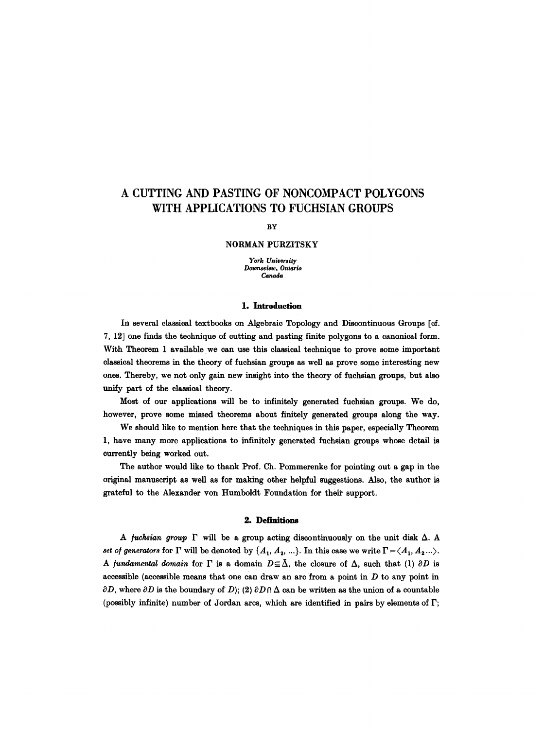# A CUTTING AND PASTING OF NONCOMPACT POLYGONS WITH APPLICATIONS TO FUCHSIAN GROUPS

BY

NORMAN PURZITSKY

*York University*
*Downsview, Ontario*
*Canada*

## 1. Introduction

In several classical textbooks on Algebraic Topology and Discontinuous Groups [cf. 7, 12] one finds the technique of cutting and pasting finite polygons to a canonical form. With Theorem 1 available we can use this classical technique to prove some important classical theorems in the theory of fuchsian groups as well as prove some interesting new ones. Thereby, we not only gain new insight into the theory of fuchsian groups, but also unify part of the classical theory.

Most of our applications will be to infinitely generated fuchsian groups. We do, however, prove some missed theorems about finitely generated groups along the way.

We should like to mention here that the techniques in this paper, especially Theorem 1, have many more applications to infinitely generated fuchsian groups whose detail is currently being worked out.

The author would like to thank Prof. Ch. Pommerenke for pointing out a gap in the original manuscript as well as for making other helpful suggestions. Also, the author is grateful to the Alexander von Humboldt Foundation for their support.

## 2. Definitions

A *fuchsian group* $\Gamma$ will be a group acting discontinuously on the unit disk $\Delta$. A *set of generators* for $\Gamma$ will be denoted by $\{A_1, A_2, \ldots\}$. In this case we write $\Gamma = \langle A_1, A_2 \ldots \rangle$. A *fundamental domain* for $\Gamma$ is a domain $D \subseteq \bar{\Delta}$, the closure of $\Delta$, such that (1) $\partial D$ is accessible (accessible means that one can draw an arc from a point in $D$ to any point in $\partial D$, where $\partial D$ is the boundary of $D$); (2) $\partial D \cap \Delta$ can be written as the union of a countable (possibly infinite) number of Jordan arcs, which are identified in pairs by elements of $\Gamma$;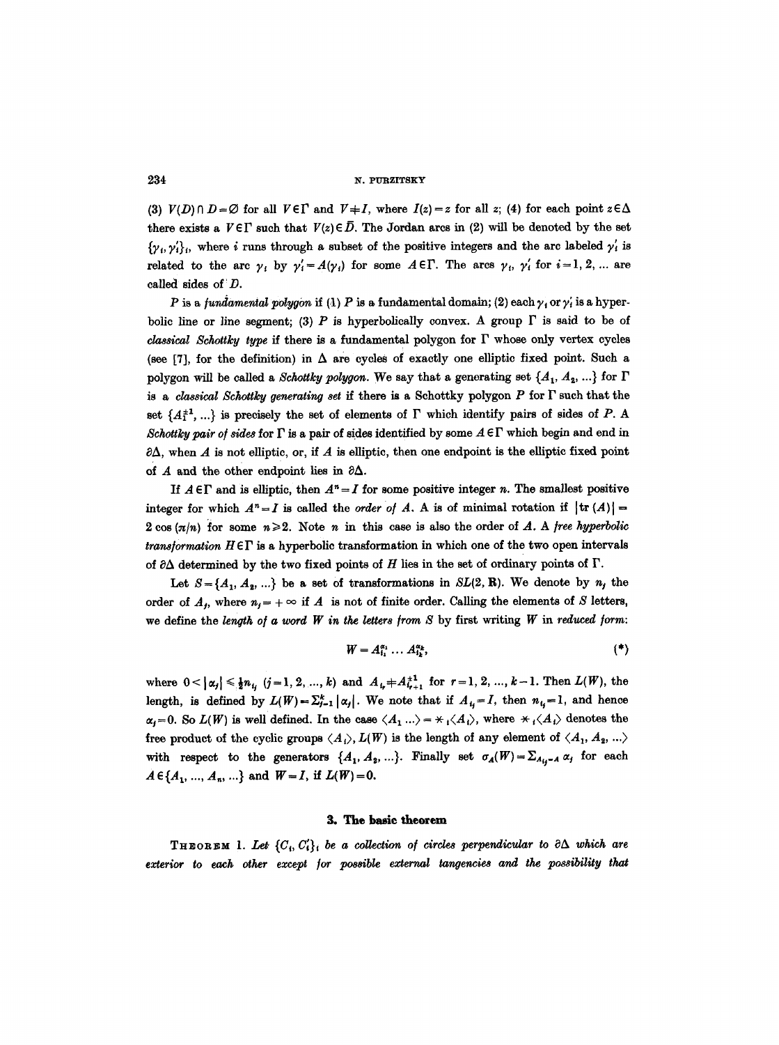(3) $V(D) \cap D = \emptyset$ for all $V \in \Gamma$ and $V \neq I$, where $I(z) = z$ for all $z$; (4) for each point $z \in \Delta$ there exists a $V \in \Gamma$ such that $V(z) \in \bar{D}$. The Jordan arcs in (2) will be denoted by the set $\{\gamma_i, \gamma_i'\}_i$, where $i$ runs through a subset of the positive integers and the arc labeled $\gamma_i'$ is related to the arc $\gamma_i$ by $\gamma_i' = A(\gamma_i)$ for some $A \in \Gamma$. The arcs $\gamma_i$, $\gamma_i'$ for $i = 1, 2, \ldots$ are called sides of $D$.

$P$ is a *fundamental polygon* if (1) $P$ is a fundamental domain; (2) each $\gamma_i$ or $\gamma_i'$ is a hyperbolic line or line segment; (3) $P$ is hyperbolically convex. A group $\Gamma$ is said to be of *classical Schottky type* if there is a fundamental polygon for $\Gamma$ whose only vertex cycles (see [7], for the definition) in $\Delta$ are cycles of exactly one elliptic fixed point. Such a polygon will be called a *Schottky polygon*. We say that a generating set $\{A_1, A_2, \ldots\}$ for $\Gamma$ is a *classical Schottky generating set* if there is a Schottky polygon $P$ for $\Gamma$ such that the set $\{A_1^{\pm 1}, \ldots\}$ is precisely the set of elements of $\Gamma$ which identify pairs of sides of $P$. A *Schottky pair of sides* for $\Gamma$ is a pair of sides identified by some $A \in \Gamma$ which begin and end in $\partial\Delta$, when $A$ is not elliptic, or, if $A$ is elliptic, then one endpoint is the elliptic fixed point of $A$ and the other endpoint lies in $\partial\Delta$.

If $A \in \Gamma$ and is elliptic, then $A^n = I$ for some positive integer $n$. The smallest positive integer for which $A^n = I$ is called the *order of* $A$. A is of minimal rotation if $|\operatorname{tr}(A)| = 2\cos(\pi/n)$ for some $n \geq 2$. Note $n$ in this case is also the order of $A$. A *free hyperbolic transformation* $H \in \Gamma$ is a hyperbolic transformation in which one of the two open intervals of $\partial\Delta$ determined by the two fixed points of $H$ lies in the set of ordinary points of $\Gamma$.

Let $S = \{A_1, A_2, \ldots\}$ be a set of transformations in $SL(2, \mathbf{R})$. We denote by $n_j$ the order of $A_j$, where $n_j = +\infty$ if $A$ is not of finite order. Calling the elements of $S$ letters, we define the *length of a word $W$ in the letters from $S$* by first writing $W$ in *reduced form*:

$$W = A_{i_1}^{\alpha_1} \ldots A_{i_k}^{\alpha_k}, \tag{*}$$

where $0 < |\alpha_j| \leq \frac{1}{2} n_{i_j}$ $(j = 1, 2, \ldots, k)$ and $A_{i_r} \neq A_{i_{r+1}}^{\pm 1}$ for $r = 1, 2, \ldots, k-1$. Then $L(W)$, the length, is defined by $L(W) = \sum_{j=1}^{k} |\alpha_j|$. We note that if $A_{i_j} = I$, then $n_{i_j} = 1$, and hence $\alpha_j = 0$. So $L(W)$ is well defined. In the case $\langle A_1 \ldots \rangle = *_i \langle A_i \rangle$, where $*_i \langle A_i \rangle$ denotes the free product of the cyclic groups $\langle A_i \rangle$, $L(W)$ is the length of any element of $\langle A_1, A_2, \ldots \rangle$ with respect to the generators $\{A_1, A_2, \ldots\}$. Finally set $\sigma_A(W) = \sum_{A_{i_j} = A} \alpha_j$ for each $A \in \{A_1, \ldots, A_n, \ldots\}$ and $W = I$, if $L(W) = 0$.

## 3. The basic theorem

**Theorem 1.** *Let $\{C_i, C_i'\}_i$ be a collection of circles perpendicular to $\partial\Delta$ which are exterior to each other except for possible external tangencies and the possibility that*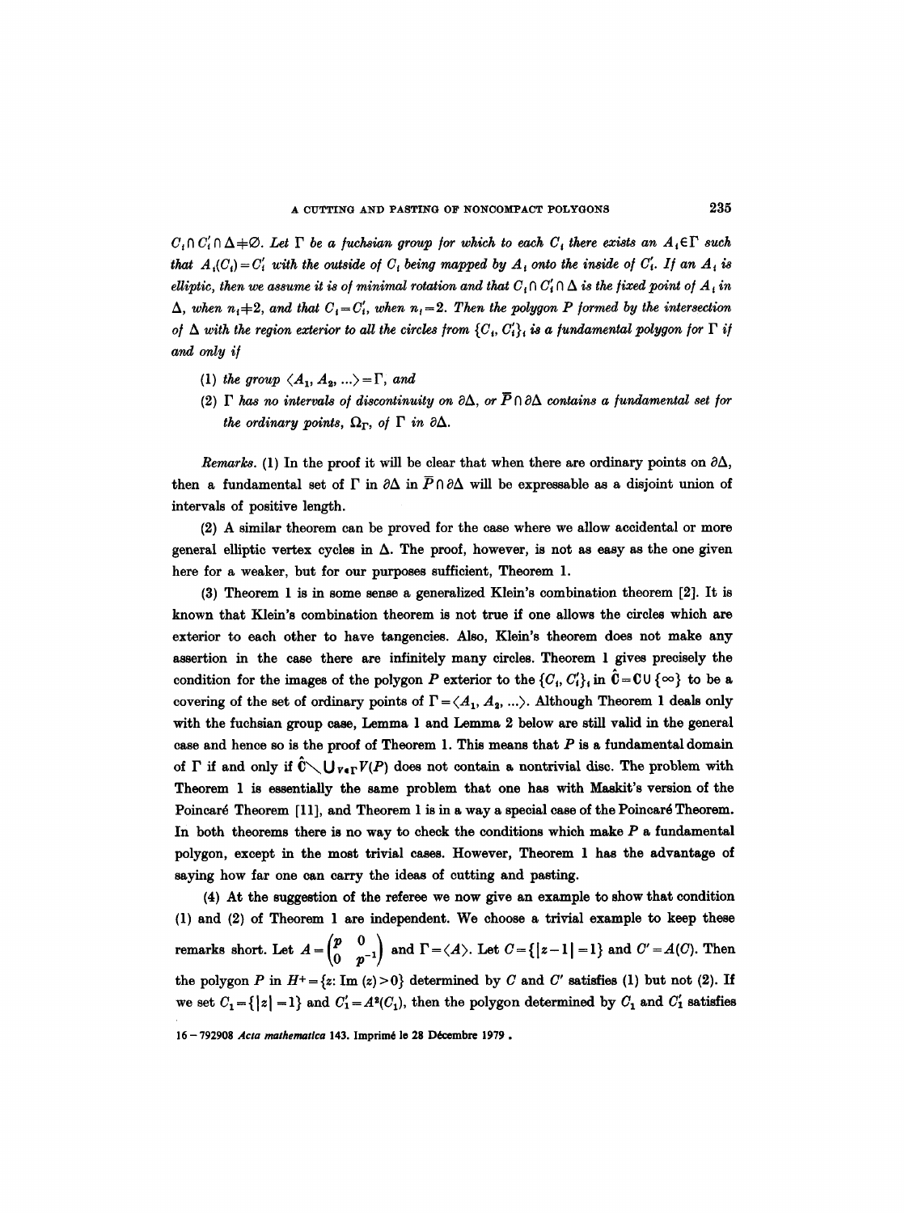*$C_i \cap C_i' \cap \Delta \neq \emptyset$. Let $\Gamma$ be a fuchsian group for which to each $C_i$ there exists an $A_i \in \Gamma$ such that $A_i(C_i) = C_i'$ with the outside of $C_i$ being mapped by $A_i$ onto the inside of $C_i'$. If an $A_i$ is elliptic, then we assume it is of minimal rotation and that $C_i \cap C_i' \cap \Delta$ is the fixed point of $A_i$ in $\Delta$, when $n_i \neq 2$, and that $C_i = C_i'$, when $n_i = 2$. Then the polygon $P$ formed by the intersection of $\Delta$ with the region exterior to all the circles from $\{C_i, C_i'\}_i$ is a fundamental polygon for $\Gamma$ if and only if*

1. *the group $\langle A_1, A_2, \ldots \rangle = \Gamma$, and*
2. *$\Gamma$ has no intervals of discontinuity on $\partial\Delta$, or $\bar{P} \cap \partial\Delta$ contains a fundamental set for the ordinary points, $\Omega_\Gamma$, of $\Gamma$ in $\partial\Delta$.*

*Remarks.* (1) In the proof it will be clear that when there are ordinary points on $\partial\Delta$, then a fundamental set of $\Gamma$ in $\partial\Delta$ in $\bar{P} \cap \partial\Delta$ will be expressable as a disjoint union of intervals of positive length.

(2) A similar theorem can be proved for the case where we allow accidental or more general elliptic vertex cycles in $\Delta$. The proof, however, is not as easy as the one given here for a weaker, but for our purposes sufficient, Theorem 1.

(3) Theorem 1 is in some sense a generalized Klein's combination theorem [2]. It is known that Klein's combination theorem is not true if one allows the circles which are exterior to each other to have tangencies. Also, Klein's theorem does not make any assertion in the case there are infinitely many circles. Theorem 1 gives precisely the condition for the images of the polygon $P$ exterior to the $\{C_i, C_i'\}_i$ in $\hat{\mathbf{C}} = \mathbf{C} \cup \{\infty\}$ to be a covering of the set of ordinary points of $\Gamma = \langle A_1, A_2, \ldots \rangle$. Although Theorem 1 deals only with the fuchsian group case, Lemma 1 and Lemma 2 below are still valid in the general case and hence so is the proof of Theorem 1. This means that $P$ is a fundamental domain of $\Gamma$ if and only if $\hat{\mathbf{C}} \setminus \bigcup_{V \in \Gamma} V(P)$ does not contain a nontrivial disc. The problem with Theorem 1 is essentially the same problem that one has with Maskit's version of the Poincaré Theorem [11], and Theorem 1 is in a way a special case of the Poincaré Theorem. In both theorems there is no way to check the conditions which make $P$ a fundamental polygon, except in the most trivial cases. However, Theorem 1 has the advantage of saying how far one can carry the ideas of cutting and pasting.

(4) At the suggestion of the referee we now give an example to show that condition (1) and (2) of Theorem 1 are independent. We choose a trivial example to keep these remarks short. Let $A = \begin{pmatrix} p & 0 \\ 0 & p^{-1} \end{pmatrix}$ and $\Gamma = \langle A \rangle$. Let $C = \{|z-1| = 1\}$ and $C' = A(C)$. Then the polygon $P$ in $H^+ = \{z\colon \operatorname{Im}(z) > 0\}$ determined by $C$ and $C'$ satisfies (1) but not (2). If we set $C_1 = \{|z| = 1\}$ and $C_1' = A^2(C_1)$, then the polygon determined by $C_1$ and $C_1'$ satisfies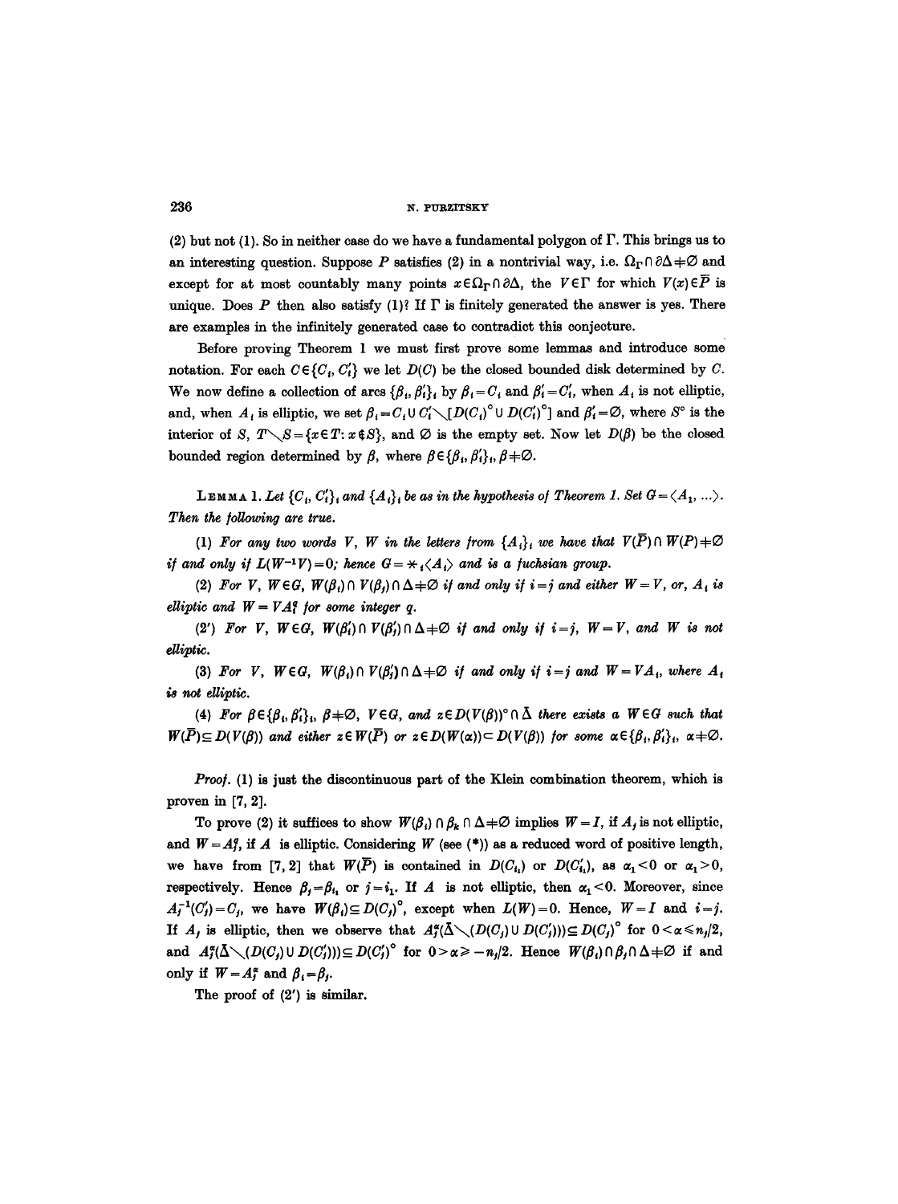(2) but not (1). So in neither case do we have a fundamental polygon of $\Gamma$. This brings us to an interesting question. Suppose $P$ satisfies (2) in a nontrivial way, i.e. $\Omega_\Gamma \cap \partial\Delta \neq \emptyset$ and except for at most countably many points $x \in \Omega_\Gamma \cap \partial\Delta$, the $V \in \Gamma$ for which $V(x) \in \bar{P}$ is unique. Does $P$ then also satisfy (1)? If $\Gamma$ is finitely generated the answer is yes. There are examples in the infinitely generated case to contradict this conjecture.

Before proving Theorem 1 we must first prove some lemmas and introduce some notation. For each $C \in \{C_i, C_i'\}$ we let $D(C)$ be the closed bounded disk determined by $C$. We now define a collection of arcs $\{\beta_i, \beta_i'\}_i$ by $\beta_i = C_i$ and $\beta_i' = C_i'$, when $A_i$ is not elliptic, and, when $A_i$ is elliptic, we set $\beta_i = C_i \cup C_i' \setminus [D(C_i)^\circ \cup D(C_i')^\circ]$ and $\beta_i' = \emptyset$, where $S^\circ$ is the interior of $S$, $T \setminus S = \{x \in T : x \notin S\}$, and $\emptyset$ is the empty set. Now let $D(\beta)$ be the closed bounded region determined by $\beta$, where $\beta \in \{\beta_i, \beta_i'\}_i$, $\beta \neq \emptyset$.

**Lemma 1.** *Let $\{C_i, C_i'\}_i$ and $\{A_i\}_i$ be as in the hypothesis of Theorem 1. Set $G = \langle A_1, \ldots \rangle$. Then the following are true.*

(1) *For any two words $V$, $W$ in the letters from $\{A_i\}_i$ we have that $V(\bar{P}) \cap W(P) \neq \emptyset$ if and only if $L(W^{-1}V) = 0$; hence $G = *_i\langle A_i\rangle$ and is a fuchsian group.*

(2) *For $V, W \in G$, $W(\beta_i) \cap V(\beta_j) \cap \Delta \neq \emptyset$ if and only if $i = j$ and either $W = V$, or, $A_i$ is elliptic and $W = VA_i^q$ for some integer $q$.*

(2') *For $V, W \in G$, $W(\beta_i') \cap V(\beta_j') \cap \Delta \neq \emptyset$ if and only if $i = j$, $W = V$, and $W$ is not elliptic.*

(3) *For $V, W \in G$, $W(\beta_i) \cap V(\beta_j') \cap \Delta \neq \emptyset$ if and only if $i = j$ and $W = VA_i$, where $A_i$ is not elliptic.*

(4) *For $\beta \in \{\beta_i, \beta_i'\}_i$, $\beta \neq \emptyset$, $V \in G$, and $z \in D(V(\beta))^\circ \cap \bar{\Delta}$ there exists a $W \in G$ such that $W(\bar{P}) \subseteq D(V(\beta))$ and either $z \in W(\bar{P})$ or $z \in D(W(\alpha)) \subset D(V(\beta))$ for some $\alpha \in \{\beta_i, \beta_i'\}_i$, $\alpha \neq \emptyset$.*

*Proof.* (1) is just the discontinuous part of the Klein combination theorem, which is proven in [7, 2].

To prove (2) it suffices to show $W(\beta_i) \cap \beta_k \cap \Delta \neq \emptyset$ implies $W = I$, if $A_j$ is not elliptic, and $W = A_j^q$, if $A$ is elliptic. Considering $W$ (see (\*)) as a reduced word of positive length, we have from [7, 2] that $W(\bar{P})$ is contained in $D(C_{i_1})$ or $D(C_{i_1}')$, as $\alpha_1 < 0$ or $\alpha_1 > 0$, respectively. Hence $\beta_j = \beta_{i_1}$ or $j = i_1$. If $A$ is not elliptic, then $\alpha_1 < 0$. Moreover, since $A_j^{-1}(C_j') = C_j$, we have $W(\beta_i) \subseteq D(C_j)^\circ$, except when $L(W) = 0$. Hence, $W = I$ and $i = j$. If $A_j$ is elliptic, then we observe that $A_j^\alpha(\bar{\Delta} \setminus (D(C_j) \cup D(C_j'))) \subseteq D(C_j)^\circ$ for $0 < \alpha \leq n_j/2$, and $A_j^\alpha(\bar{\Delta} \setminus (D(C_j) \cup D(C_j'))) \subseteq D(C_j')^\circ$ for $0 > \alpha \geq -n_j/2$. Hence $W(\beta_i) \cap \beta_j \cap \Delta \neq \emptyset$ if and only if $W = A_j^\alpha$ and $\beta_i = \beta_j$.

The proof of (2') is similar.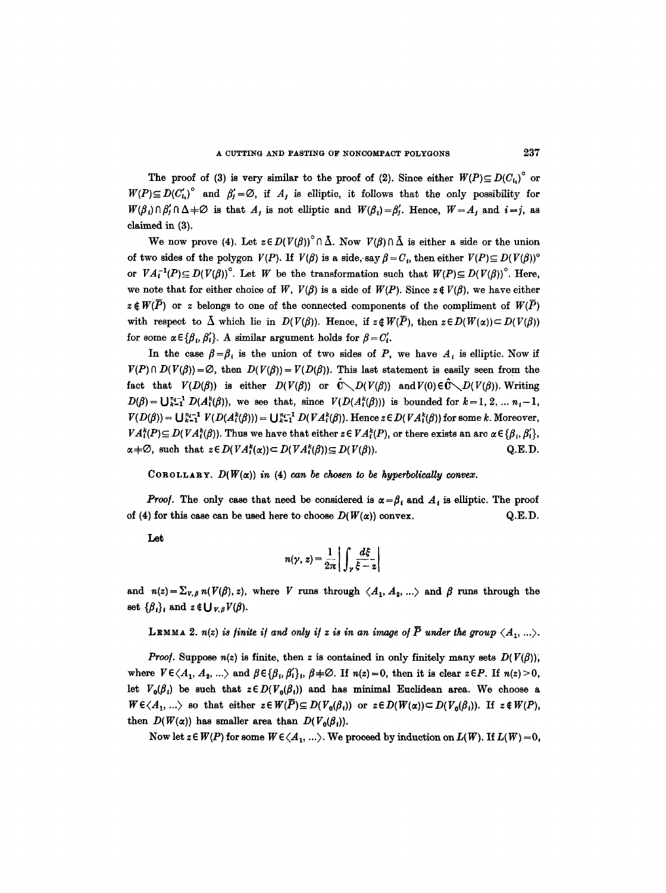The proof of (3) is very similar to the proof of (2). Since either $W(P)\subseteq D(C_{i_1})^\circ$ or $W(P)\subseteq D(C'_{i_1})^\circ$ and $\beta'_j=\emptyset$, if $A_j$ is elliptic, it follows that the only possibility for $W(\beta_i)\cap\beta'_j\cap\Delta\neq\emptyset$ is that $A_j$ is not elliptic and $W(\beta_i)=\beta'_j$. Hence, $W=A_j$ and $i=j$, as claimed in (3).

We now prove (4). Let $z\in D(V(\beta))^\circ\cap\bar{\Delta}$. Now $V(\beta)\cap\bar{\Delta}$ is either a side or the union of two sides of the polygon $V(P)$. If $V(\beta)$ is a side, say $\beta=C_i$, then either $V(P)\subseteq D(V(\beta))^\circ$ or $VA_i^{-1}(P)\subseteq D(V(\beta))^\circ$. Let $W$ be the transformation such that $W(P)\subseteq D(V(\beta))^\circ$. Here, we note that for either choice of $W$, $V(\beta)$ is a side of $W(P)$. Since $z\notin V(\beta)$, we have either $z\notin W(\bar{P})$ or $z$ belongs to one of the connected components of the compliment of $W(\bar{P})$ with respect to $\bar{\Delta}$ which lie in $D(V(\beta))$. Hence, if $z\notin W(\bar{P})$, then $z\in D(W(\alpha))\subset D(V(\beta))$ for some $\alpha\in\{\beta_i,\beta'_i\}$. A similar argument holds for $\beta=C'_i$.

In the case $\beta=\beta_i$ is the union of two sides of $P$, we have $A_i$ is elliptic. Now if $V(P)\cap D(V(\beta))=\emptyset$, then $D(V(\beta))=V(D(\beta))$. This last statement is easily seen from the fact that $V(D(\beta))$ is either $D(V(\beta))$ or $\hat{\mathbf{C}}\setminus D(V(\beta))$ and $V(0)\in\hat{\mathbf{C}}\setminus D(V(\beta))$. Writing $D(\beta)=\bigcup_{k=1}^{n_i-1}D(A_i^k(\beta))$, we see that, since $V(D(A_i^k(\beta)))$ is bounded for $k=1,2,\ldots n_i-1$, $V(D(\beta))=\bigcup_{k=1}^{n_i-1}V(D(A_i^k(\beta)))=\bigcup_{k=1}^{n_i-1}D(VA_i^k(\beta))$. Hence $z\in D(VA_i^k(\beta))$ for some $k$. Moreover, $VA_i^k(P)\subseteq D(VA_i^k(\beta))$. Thus we have that either $z\in VA_i^k(P)$, or there exists an arc $\alpha\in\{\beta_i,\beta'_i\}$, $\alpha\neq\emptyset$, such that $z\in D(VA_i^k(\alpha))\subset D(VA_i^k(\beta))\subseteq D(V(\beta))$. Q.E.D.

**Corollary.** *$D(W(\alpha))$ in (4) can be chosen to be hyperbolically convex.*

*Proof.* The only case that need be considered is $\alpha=\beta_i$ and $A_i$ is elliptic. The proof of (4) for this case can be used here to choose $D(W(\alpha))$ convex. Q.E.D.

Let

$$n(\gamma,z)=\frac{1}{2\pi}\left|\int_\gamma\frac{d\xi}{\xi-z}\right|$$

and $n(z)=\sum_{V,\beta}n(V(\beta),z)$, where $V$ runs through $\langle A_1,A_2,\ldots\rangle$ and $\beta$ runs through the set $\{\beta_i\}_i$ and $z\notin\bigcup_{V,\beta}V(\beta)$.

**Lemma 2.** *$n(z)$ is finite if and only if $z$ is in an image of $\bar{P}$ under the group $\langle A_1,\ldots\rangle$.*

*Proof.* Suppose $n(z)$ is finite, then $z$ is contained in only finitely many sets $D(V(\beta))$, where $V\in\langle A_1,A_2,\ldots\rangle$ and $\beta\in\{\beta_i,\beta'_i\}_i$, $\beta\neq\emptyset$. If $n(z)=0$, then it is clear $z\in P$. If $n(z)>0$, let $V_0(\beta_i)$ be such that $z\in D(V_0(\beta_i))$ and has minimal Euclidean area. We choose a $W\in\langle A_1,\ldots\rangle$ so that either $z\in W(\bar{P})\subseteq D(V_0(\beta_i))$ or $z\in D(W(\alpha))\subset D(V_0(\beta_i))$. If $z\notin W(P)$, then $D(W(\alpha))$ has smaller area than $D(V_0(\beta_i))$.

Now let $z\in W(P)$ for some $W\in\langle A_1,\ldots\rangle$. We proceed by induction on $L(W)$. If $L(W)=0$,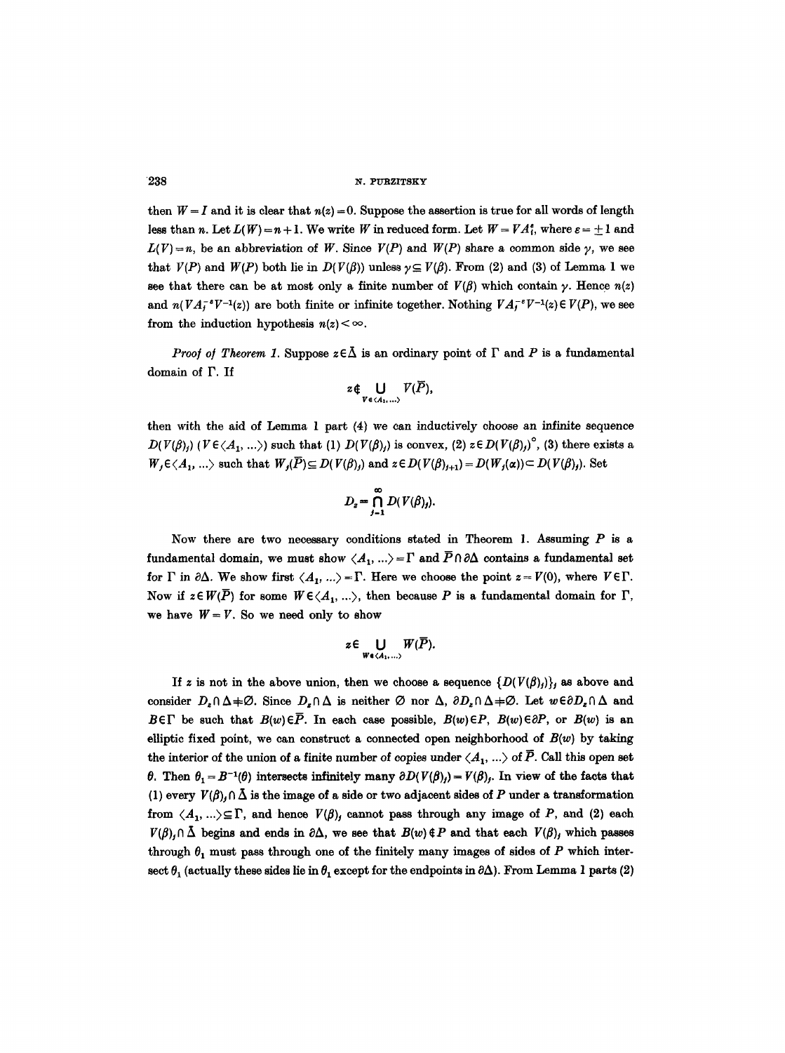then $W = I$ and it is clear that $n(z) = 0$. Suppose the assertion is true for all words of length less than $n$. Let $L(W) = n+1$. We write $W$ in reduced form. Let $W = VA_i^\varepsilon$, where $\varepsilon = \pm 1$ and $L(V) = n$, be an abbreviation of $W$. Since $V(P)$ and $W(P)$ share a common side $\gamma$, we see that $V(P)$ and $W(P)$ both lie in $D(V(\beta))$ unless $\gamma \subseteq V(\beta)$. From (2) and (3) of Lemma 1 we see that there can be at most only a finite number of $V(\beta)$ which contain $\gamma$. Hence $n(z)$ and $n(VA_i^{-\varepsilon}V^{-1}(z))$ are both finite or infinite together. Nothing $VA_i^{-\varepsilon}V^{-1}(z) \in V(P)$, we see from the induction hypothesis $n(z) < \infty$.

*Proof of Theorem 1.* Suppose $z \in \bar{\Delta}$ is an ordinary point of $\Gamma$ and $P$ is a fundamental domain of $\Gamma$. If

$$z \notin \bigcup_{V \in \langle A_1, \ldots \rangle} V(\bar{P}),$$

then with the aid of Lemma 1 part (4) we can inductively choose an infinite sequence $D(V(\beta)_j)$ ($V \in \langle A_1, \ldots \rangle$) such that (1) $D(V(\beta)_j)$ is convex, (2) $z \in D(V(\beta)_j)^\circ$, (3) there exists a $W_j \in \langle A_1, \ldots \rangle$ such that $W_j(\bar{P}) \subseteq D(V(\beta)_j)$ and $z \in D(V(\beta)_{j+1}) = D(W_j(\alpha)) \subset D(V(\beta)_j)$. Set

$$D_z = \bigcap_{j=1}^{\infty} D(V(\beta)_j).$$

Now there are two necessary conditions stated in Theorem 1. Assuming $P$ is a fundamental domain, we must show $\langle A_1, \ldots \rangle = \Gamma$ and $\bar{P} \cap \partial\Delta$ contains a fundamental set for $\Gamma$ in $\partial\Delta$. We show first $\langle A_1, \ldots \rangle = \Gamma$. Here we choose the point $z = V(0)$, where $V \in \Gamma$. Now if $z \in W(\bar{P})$ for some $W \in \langle A_1, \ldots \rangle$, then because $P$ is a fundamental domain for $\Gamma$, we have $W = V$. So we need only to show

$$z \in \bigcup_{W \in \langle A_1, \ldots \rangle} W(\bar{P}).$$

If $z$ is not in the above union, then we choose a sequence $\{D(V(\beta)_j)\}_j$ as above and consider $D_z \cap \Delta \neq \emptyset$. Since $D_z \cap \Delta$ is neither $\emptyset$ nor $\Delta$, $\partial D_z \cap \Delta \neq \emptyset$. Let $w \in \partial D_z \cap \Delta$ and $B \in \Gamma$ be such that $B(w) \in \bar{P}$. In each case possible, $B(w) \in P$, $B(w) \in \partial P$, or $B(w)$ is an elliptic fixed point, we can construct a connected open neighborhood of $B(w)$ by taking the interior of the union of a finite number of copies under $\langle A_1, \ldots \rangle$ of $\bar{P}$. Call this open set $\theta$. Then $\theta_1 = B^{-1}(\theta)$ intersects infinitely many $\partial D(V(\beta)_j) = V(\beta)_j$. In view of the facts that (1) every $V(\beta)_j \cap \bar{\Delta}$ is the image of a side or two adjacent sides of $P$ under a transformation from $\langle A_1, \ldots \rangle \subseteq \Gamma$, and hence $V(\beta)_j$ cannot pass through any image of $P$, and (2) each $V(\beta)_j \cap \bar{\Delta}$ begins and ends in $\partial\Delta$, we see that $B(w) \notin P$ and that each $V(\beta)_j$ which passes through $\theta_1$ must pass through one of the finitely many images of sides of $P$ which intersect $\theta_1$ (actually these sides lie in $\theta_1$ except for the endpoints in $\partial\Delta$). From Lemma 1 parts (2)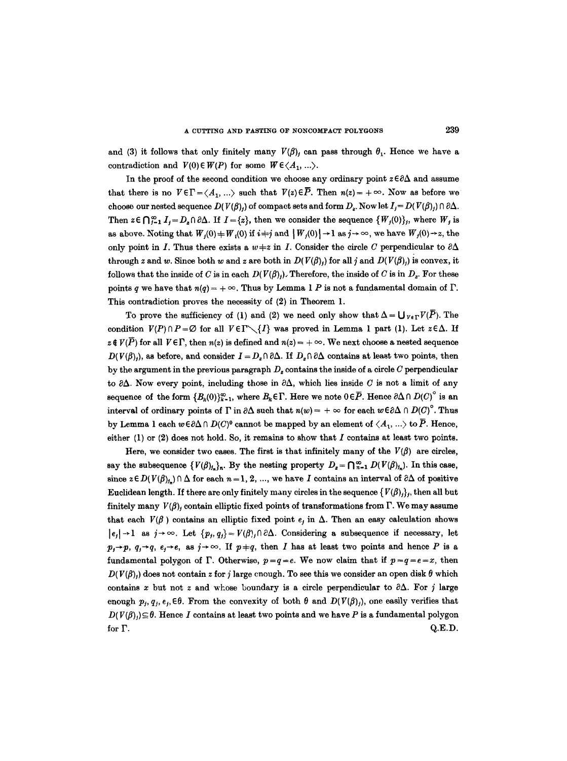and (3) it follows that only finitely many $V(\beta)_j$ can pass through $\theta_1$. Hence we have a contradiction and $V(0) \in W(P)$ for some $W \in \langle A_1, \ldots \rangle$.

In the proof of the second condition we choose any ordinary point $z \in \partial\Delta$ and assume that there is no $V \in \Gamma = \langle A_1, \ldots \rangle$ such that $V(z) \in \bar{P}$. Then $n(z) = +\infty$. Now as before we choose our nested sequence $D(V(\beta)_j)$ of compact sets and form $D_z$. Now let $I_j = D(V(\beta)_j) \cap \partial\Delta$. Then $z \in \bigcap_{j=1}^{\infty} I_j = D_z \cap \partial\Delta$. If $I = \{z\}$, then we consider the sequence $\{W_j(0)\}_j$, where $W_j$ is as above. Noting that $W_j(0) \neq W_i(0)$ if $i \neq j$ and $|W_j(0)| \to 1$ as $j \to \infty$, we have $W_j(0) \to z$, the only point in $I$. Thus there exists a $w \neq z$ in $I$. Consider the circle $C$ perpendicular to $\partial\Delta$ through $z$ and $w$. Since both $w$ and $z$ are both in $D(V(\beta)_j)$ for all $j$ and $D(V(\beta)_j)$ is convex, it follows that the inside of $C$ is in each $D(V(\beta)_j)$. Therefore, the inside of $C$ is in $D_z$. For these points $q$ we have that $n(q) = +\infty$. Thus by Lemma 1 $P$ is not a fundamental domain of $\Gamma$. This contradiction proves the necessity of (2) in Theorem 1.

To prove the sufficiency of (1) and (2) we need only show that $\Delta = \bigcup_{V \in \Gamma} V(\bar{P})$. The condition $V(P) \cap P = \emptyset$ for all $V \in \Gamma \setminus \{I\}$ was proved in Lemma 1 part (1). Let $z \in \Delta$. If $z \notin V(\bar{P})$ for all $V \in \Gamma$, then $n(z)$ is defined and $n(z) = +\infty$. We next choose a nested sequence $D(V(\beta)_j)$, as before, and consider $I = D_z \cap \partial\Delta$. If $D_z \cap \partial\Delta$ contains at least two points, then by the argument in the previous paragraph $D_z$ contains the inside of a circle $C$ perpendicular to $\partial\Delta$. Now every point, including those in $\partial\Delta$, which lies inside $C$ is not a limit of any sequence of the form $\{B_k(0)\}_{k=1}^{\infty}$, where $B_k \in \Gamma$. Here we note $0 \in \bar{P}$. Hence $\partial\Delta \cap D(C)^\circ$ is an interval of ordinary points of $\Gamma$ in $\partial\Delta$ such that $n(w) = +\infty$ for each $w \in \partial\Delta \cap D(C)^\circ$. Thus by Lemma 1 each $w \in \partial\Delta \cap D(C)^0$ cannot be mapped by an element of $\langle A_1, \ldots \rangle$ to $\bar{P}$. Hence, either (1) or (2) does not hold. So, it remains to show that $I$ contains at least two points.

Here, we consider two cases. The first is that infinitely many of the $V(\beta)$ are circles, say the subsequence $\{V(\beta)_{j_n}\}_n$. By the nesting property $D_z = \bigcap_{n=1}^{\infty} D(V(\beta)_{j_n})$. In this case, since $z \in D(V(\beta)_{j_n}) \cap \Delta$ for each $n = 1, 2, \ldots$, we have $I$ contains an interval of $\partial\Delta$ of positive Euclidean length. If there are only finitely many circles in the sequence $\{V(\beta)_j\}_j$, then all but finitely many $V(\beta)_j$ contain elliptic fixed points of transformations from $\Gamma$. We may assume that each $V(\beta)$ contains an elliptic fixed point $e_j$ in $\Delta$. Then an easy calculation shows $|e_j| \to 1$ as $j \to \infty$. Let $\{p_j, q_j\} = V(\beta)_j \cap \partial\Delta$. Considering a subsequence if necessary, let $p_j \to p$, $q_j \to q$, $e_j \to e$, as $j \to \infty$. If $p \neq q$, then $I$ has at least two points and hence $P$ is a fundamental polygon of $\Gamma$. Otherwise, $p = q = e$. We now claim that if $p = q = e = x$, then $D(V(\beta)_j)$ does not contain $z$ for $j$ large enough. To see this we consider an open disk $\theta$ which contains $x$ but not $z$ and whose boundary is a circle perpendicular to $\partial\Delta$. For $j$ large enough $p_j, q_j, e_j \in \theta$. From the convexity of both $\theta$ and $D(V(\beta)_j)$, one easily verifies that $D(V(\beta)_j) \subseteq \theta$. Hence $I$ contains at least two points and we have $P$ is a fundamental polygon for $\Gamma$. Q.E.D.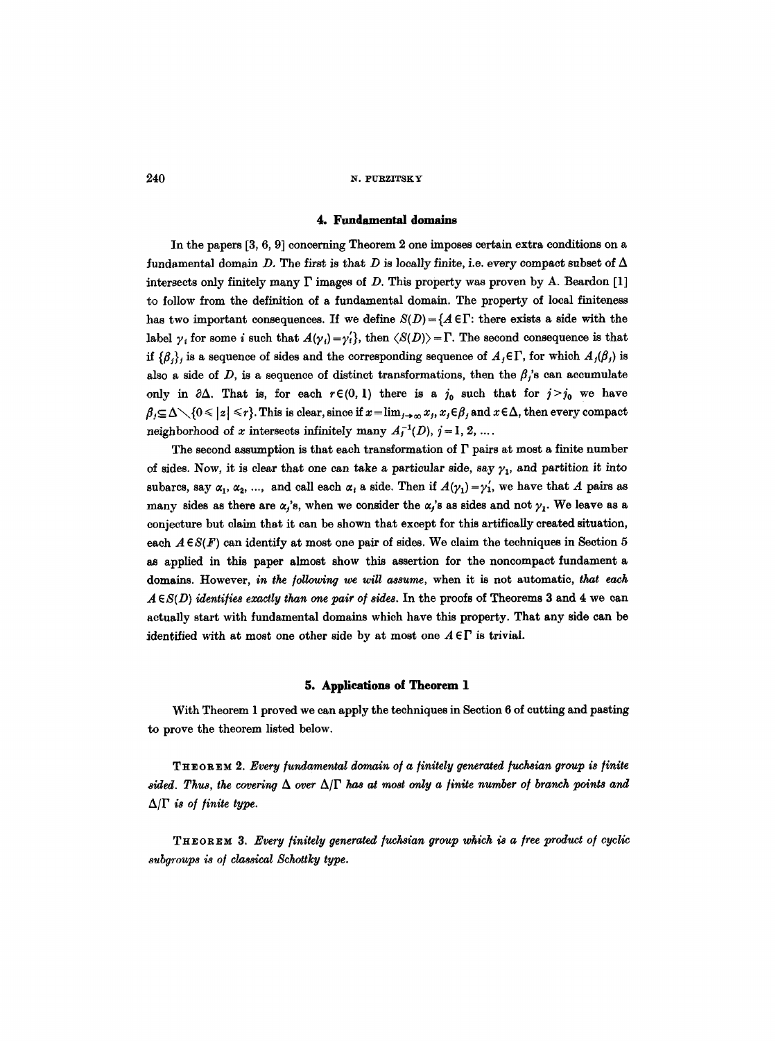## 4. Fundamental domains

In the papers [3, 6, 9] concerning Theorem 2 one imposes certain extra conditions on a fundamental domain $D$. The first is that $D$ is locally finite, i.e. every compact subset of $\Delta$ intersects only finitely many $\Gamma$ images of $D$. This property was proven by A. Beardon [1] to follow from the definition of a fundamental domain. The property of local finiteness has two important consequences. If we define $S(D)=\{A\in\Gamma$: there exists a side with the label $\gamma_i$ for some $i$ such that $A(\gamma_i)=\gamma_i'\}$, then $\langle S(D)\rangle=\Gamma$. The second consequence is that if $\{\beta_j\}_j$ is a sequence of sides and the corresponding sequence of $A_j\in\Gamma$, for which $A_j(\beta_j)$ is also a side of $D$, is a sequence of distinct transformations, then the $\beta_j$'s can accumulate only in $\partial\Delta$. That is, for each $r\in(0,1)$ there is a $j_0$ such that for $j>j_0$ we have $\beta_j\subseteq\Delta\smallsetminus\{0\leqslant|z|\leqslant r\}$. This is clear, since if $x=\lim_{j\to\infty}x_j$, $x_j\in\beta_j$ and $x\in\Delta$, then every compact neighborhood of $x$ intersects infinitely many $A_j^{-1}(D)$, $j=1,2,\ldots$.

The second assumption is that each transformation of $\Gamma$ pairs at most a finite number of sides. Now, it is clear that one can take a particular side, say $\gamma_1$, and partition it into subarcs, say $\alpha_1,\alpha_2,\ldots$, and call each $\alpha_i$ a side. Then if $A(\gamma_1)=\gamma_1'$, we have that $A$ pairs as many sides as there are $\alpha_j$'s, when we consider the $\alpha_j$'s as sides and not $\gamma_1$. We leave as a conjecture but claim that it can be shown that except for this artifically created situation, each $A\in S(F)$ can identify at most one pair of sides. We claim the techniques in Section 5 as applied in this paper almost show this assertion for the noncompact fundament a domains. However, *in the following we will assume*, when it is not automatic, *that each $A\in S(D)$ identifies exactly than one pair of sides.* In the proofs of Theorems 3 and 4 we can actually start with fundamental domains which have this property. That any side can be identified with at most one other side by at most one $A\in\Gamma$ is trivial.

## 5. Applications of Theorem 1

With Theorem 1 proved we can apply the techniques in Section 6 of cutting and pasting to prove the theorem listed below.

THEOREM 2. *Every fundamental domain of a finitely generated fuchsian group is finite sided. Thus, the covering $\Delta$ over $\Delta/\Gamma$ has at most only a finite number of branch points and $\Delta/\Gamma$ is of finite type.*

THEOREM 3. *Every finitely generated fuchsian group which is a free product of cyclic subgroups is of classical Schottky type.*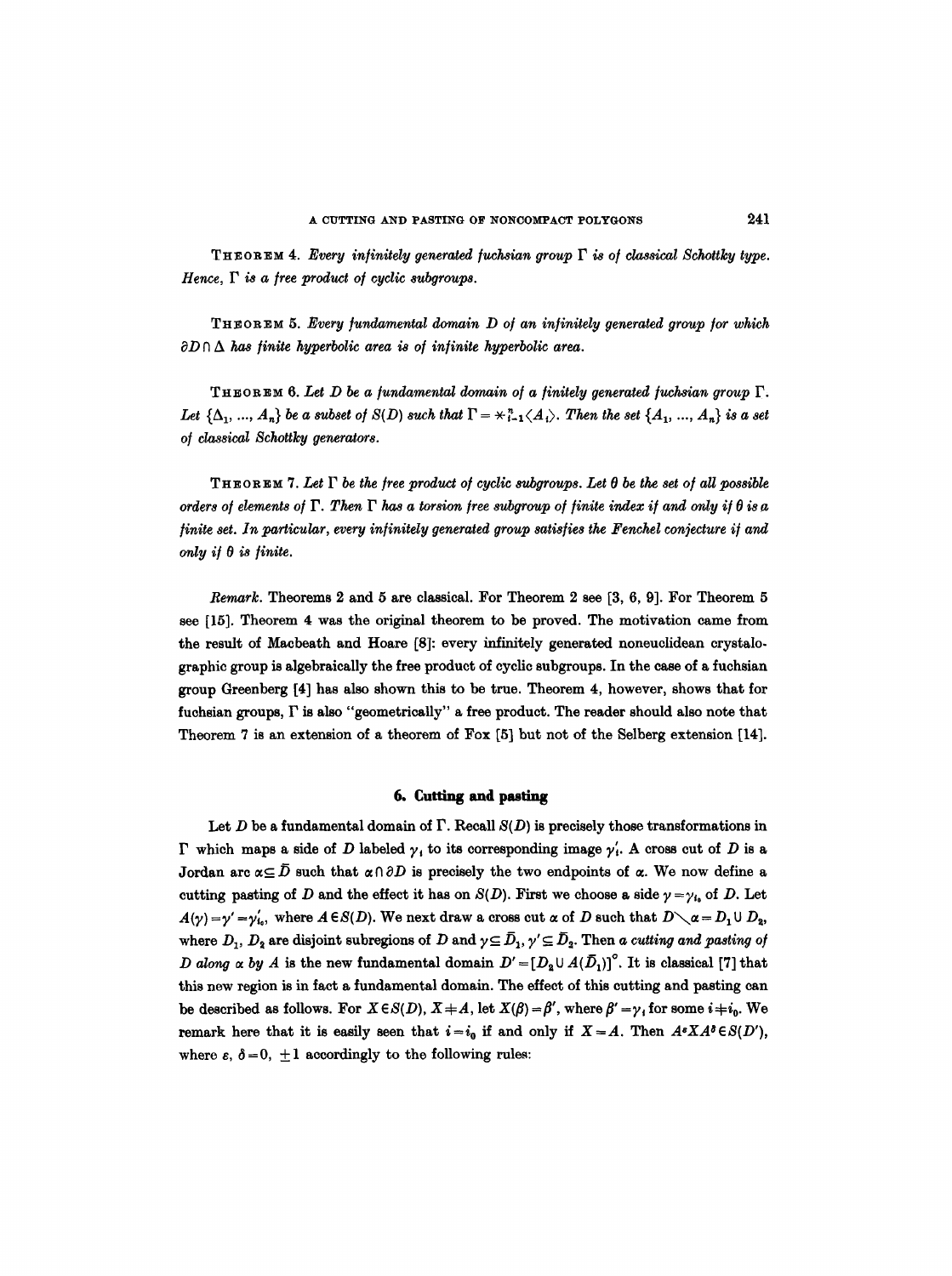**Theorem 4.** *Every infinitely generated fuchsian group* $\Gamma$ *is of classical Schottky type. Hence,* $\Gamma$ *is a free product of cyclic subgroups.*

**Theorem 5.** *Every fundamental domain* $D$ *of an infinitely generated group for which* $\partial D \cap \Delta$ *has finite hyperbolic area is of infinite hyperbolic area.*

**Theorem 6.** *Let* $D$ *be a fundamental domain of a finitely generated fuchsian group* $\Gamma$*. Let* $\{\Delta_1, ..., A_n\}$ *be a subset of* $S(D)$ *such that* $\Gamma = *_{i=1}^{n}\langle A_i \rangle$*. Then the set* $\{A_1, ..., A_n\}$ *is a set of classical Schottky generators.*

**Theorem 7.** *Let* $\Gamma$ *be the free product of cyclic subgroups. Let* $\theta$ *be the set of all possible orders of elements of* $\Gamma$*. Then* $\Gamma$ *has a torsion free subgroup of finite index if and only if* $\theta$ *is a finite set. In particular, every infinitely generated group satisfies the Fenchel conjecture if and only if* $\theta$ *is finite.*

*Remark.* Theorems 2 and 5 are classical. For Theorem 2 see [3, 6, 9]. For Theorem 5 see [15]. Theorem 4 was the original theorem to be proved. The motivation came from the result of Macbeath and Hoare [8]: every infinitely generated noneuclidean crystalographic group is algebraically the free product of cyclic subgroups. In the case of a fuchsian group Greenberg [4] has also shown this to be true. Theorem 4, however, shows that for fuchsian groups, $\Gamma$ is also "geometrically" a free product. The reader should also note that Theorem 7 is an extension of a theorem of Fox [5] but not of the Selberg extension [14].

## 6. Cutting and pasting

Let $D$ be a fundamental domain of $\Gamma$. Recall $S(D)$ is precisely those transformations in $\Gamma$ which maps a side of $D$ labeled $\gamma_i$ to its corresponding image $\gamma_i'$. A cross cut of $D$ is a Jordan arc $\alpha \subseteq \bar{D}$ such that $\alpha \cap \partial D$ is precisely the two endpoints of $\alpha$. We now define a cutting pasting of $D$ and the effect it has on $S(D)$. First we choose a side $\gamma = \gamma_{i_0}$ of $D$. Let $A(\gamma) = \gamma' = \gamma_{i_0}'$, where $A \in S(D)$. We next draw a cross cut $\alpha$ of $D$ such that $D \setminus \alpha = D_1 \cup D_2$, where $D_1$, $D_2$ are disjoint subregions of $D$ and $\gamma \subseteq \bar{D}_1$, $\gamma' \subseteq \bar{D}_2$. Then *a cutting and pasting of* $D$ *along* $\alpha$ *by* $A$ is the new fundamental domain $D' = [D_2 \cup A(\bar{D}_1)]^{\circ}$. It is classical [7] that this new region is in fact a fundamental domain. The effect of this cutting and pasting can be described as follows. For $X \in S(D)$, $X \neq A$, let $X(\beta) = \beta'$, where $\beta' = \gamma_i$ for some $i \neq i_0$. We remark here that it is easily seen that $i = i_0$ if and only if $X = A$. Then $A^{\varepsilon} X A^{\delta} \in S(D')$, where $\varepsilon, \delta = 0, \pm 1$ accordingly to the following rules: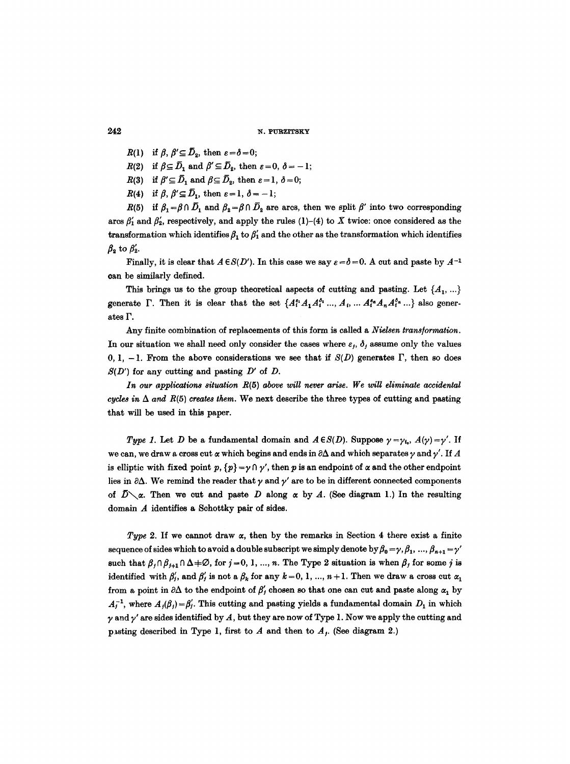$R(1)$ if $\beta, \beta' \subseteq \bar{D}_2$, then $\varepsilon = \delta = 0$;

$R(2)$ if $\beta \subseteq \bar{D}_1$ and $\beta' \subseteq \bar{D}_2$, then $\varepsilon = 0$, $\delta = -1$;

$R(3)$ if $\beta' \subseteq \bar{D}_1$ and $\beta \subseteq \bar{D}_2$, then $\varepsilon = 1$, $\delta = 0$;

$R(4)$ if $\beta, \beta' \subseteq \bar{D}_1$, then $\varepsilon = 1$, $\delta = -1$;

$R(5)$ if $\beta_1 = \beta \cap \bar{D}_1$ and $\beta_2 = \beta \cap \bar{D}_2$ are arcs, then we split $\beta'$ into two corresponding arcs $\beta_1'$ and $\beta_2'$, respectively, and apply the rules (1)–(4) to $X$ twice: once considered as the transformation which identifies $\beta_1$ to $\beta_1'$ and the other as the transformation which identifies $\beta_2$ to $\beta_2'$.

Finally, it is clear that $A \in S(D')$. In this case we say $\varepsilon = \delta = 0$. A cut and paste by $A^{-1}$ can be similarly defined.

This brings us to the group theoretical aspects of cutting and pasting. Let $\{A_1, \ldots\}$ generate $\Gamma$. Then it is clear that the set $\{A_i^{\varepsilon_1} A_1 A_i^{\delta_1} \ldots, A_i, \ldots A_i^{\varepsilon_n} A_n A_i^{\delta_n} \ldots\}$ also generates $\Gamma$.

Any finite combination of replacements of this form is called a *Nielsen transformation*. In our situation we shall need only consider the cases where $\varepsilon_j$, $\delta_j$ assume only the values $0, 1, -1$. From the above considerations we see that if $S(D)$ generates $\Gamma$, then so does $S(D')$ for any cutting and pasting $D'$ of $D$.

*In our applications situation $R(5)$ above will never arise. We will eliminate accidental cycles in $\Delta$ and $R(5)$ creates them.* We next describe the three types of cutting and pasting that will be used in this paper.

*Type 1.* Let $D$ be a fundamental domain and $A \in S(D)$. Suppose $\gamma = \gamma_{i_0}$, $A(\gamma) = \gamma'$. If we can, we draw a cross cut $\alpha$ which begins and ends in $\partial\Delta$ and which separates $\gamma$ and $\gamma'$. If $A$ is elliptic with fixed point $p$, $\{p\} = \gamma \cap \gamma'$, then $p$ is an endpoint of $\alpha$ and the other endpoint lies in $\partial\Delta$. We remind the reader that $\gamma$ and $\gamma'$ are to be in different connected components of $\bar{D} \setminus \alpha$. Then we cut and paste $D$ along $\alpha$ by $A$. (See diagram 1.) In the resulting domain $A$ identifies a Schottky pair of sides.

*Type 2.* If we cannot draw $\alpha$, then by the remarks in Section 4 there exist a finite sequence of sides which to avoid a double subscript we simply denote by $\beta_0 = \gamma, \beta_1, \ldots, \beta_{n+1} = \gamma'$ such that $\beta_j \cap \beta_{j+1} \cap \Delta \neq \emptyset$, for $j = 0, 1, \ldots, n$. The Type 2 situation is when $\beta_j$ for some $j$ is identified with $\beta_j'$, and $\beta_j'$ is not a $\beta_k$ for any $k = 0, 1, \ldots, n+1$. Then we draw a cross cut $\alpha_1$ from a point in $\partial\Delta$ to the endpoint of $\beta_j'$ chosen so that one can cut and paste along $\alpha_1$ by $A_j^{-1}$, where $A_j(\beta_j) = \beta_j'$. This cutting and pasting yields a fundamental domain $D_1$ in which $\gamma$ and $\gamma'$ are sides identified by $A$, but they are now of Type 1. Now we apply the cutting and pasting described in Type 1, first to $A$ and then to $A_j$. (See diagram 2.)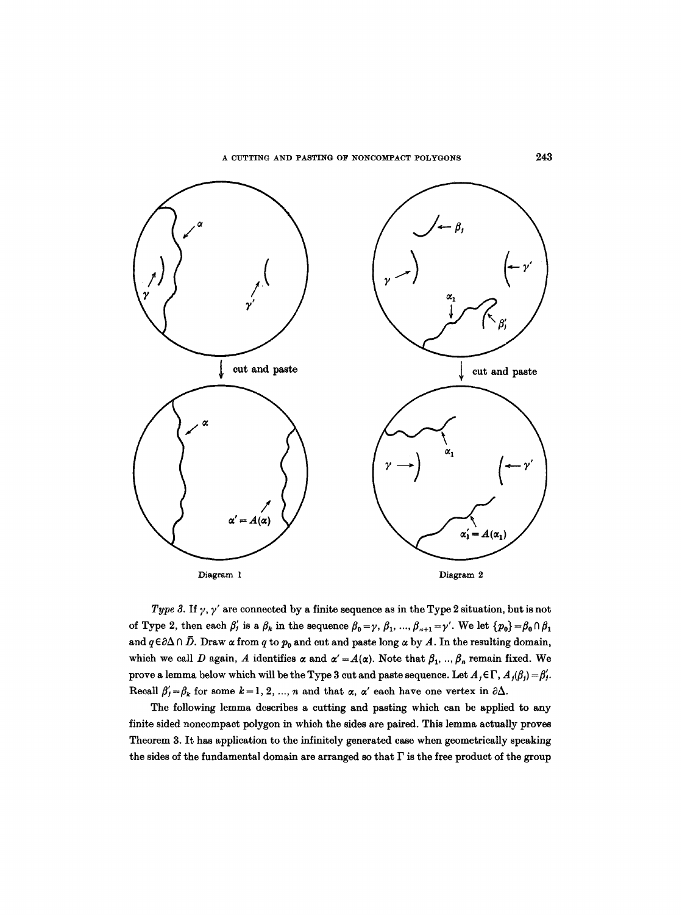Diagram 1

Diagram 2

*Type 3.* If $\gamma, \gamma'$ are connected by a finite sequence as in the Type 2 situation, but is not of Type 2, then each $\beta'_j$ is a $\beta_k$ in the sequence $\beta_0 = \gamma, \beta_1, ..., \beta_{n+1} = \gamma'$. We let $\{p_0\} = \beta_0 \cap \beta_1$ and $q \in \partial\Delta \cap \bar{D}$. Draw $\alpha$ from $q$ to $p_0$ and cut and paste long $\alpha$ by $A$. In the resulting domain, which we call $D$ again, $A$ identifies $\alpha$ and $\alpha' = A(\alpha)$. Note that $\beta_1, ..., \beta_n$ remain fixed. We prove a lemma below which will be the Type 3 cut and paste sequence. Let $A_j \in \Gamma$, $A_j(\beta_j) = \beta'_j$. Recall $\beta'_j = \beta_k$ for some $k = 1, 2, ..., n$ and that $\alpha, \alpha'$ each have one vertex in $\partial\Delta$.

The following lemma describes a cutting and pasting which can be applied to any finite sided noncompact polygon in which the sides are paired. This lemma actually proves Theorem 3. It has application to the infinitely generated case when geometrically speaking the sides of the fundamental domain are arranged so that $\Gamma$ is the free product of the group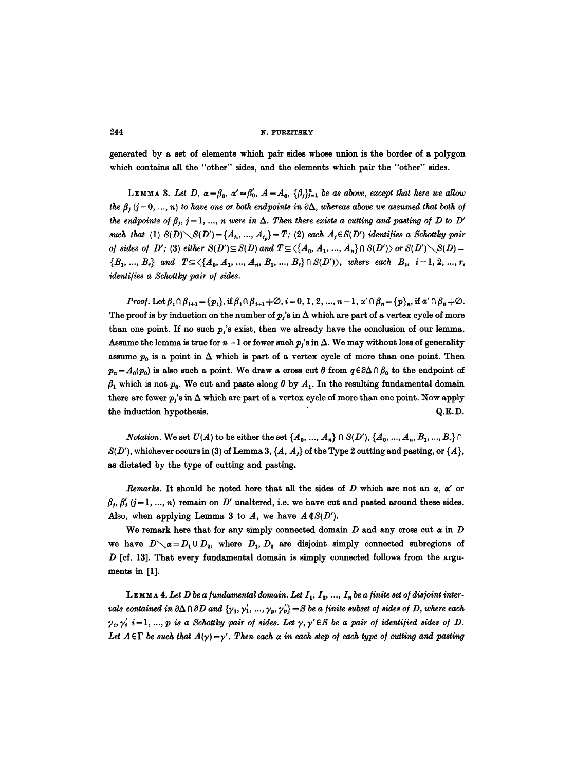generated by a set of elements which pair sides whose union is the border of a polygon which contains all the "other" sides, and the elements which pair the "other" sides.

**Lemma 3.** *Let $D$, $\alpha=\beta_0$, $\alpha'=\beta_0'$, $A=A_0$, $\{\beta_j\}_{j=1}^n$ be as above, except that here we allow the $\beta_j$ $(j=0, ..., n)$ to have one or both endpoints in $\partial\Delta$, whereas above we assumed that both of the endpoints of $\beta_j$, $j=1, ..., n$ were in $\Delta$. Then there exists a cutting and pasting of $D$ to $D'$ such that (1) $S(D)\setminus S(D')=\{A_{j_1}, ..., A_{j_p}\}=T$; (2) each $A_j\in S(D')$ identifies a Schottky pair of sides of $D'$; (3) either $S(D')\subseteq S(D)$ and $T\subseteq\langle\{A_0, A_1, ..., A_n\}\cap S(D')\rangle$ or $S(D')\setminus S(D)=\{B_1, ..., B_r\}$ and $T\subseteq\langle\{A_0, A_1, ..., A_n, B_1, ..., B_r\}\cap S(D')\rangle$, where each $B_i$, $i=1, 2, ..., r$, identifies a Schottky pair of sides.*

*Proof.* Let $\beta_i\cap\beta_{i+1}=\{p_i\}$, if $\beta_i\cap\beta_{i+1}\neq\emptyset$, $i=0, 1, 2, ..., n-1$, $\alpha'\cap\beta_n=\{p\}_n$, if $\alpha'\cap\beta_n\neq\emptyset$. The proof is by induction on the number of $p_j$'s in $\Delta$ which are part of a vertex cycle of more than one point. If no such $p_j$'s exist, then we already have the conclusion of our lemma. Assume the lemma is true for $n-1$ or fewer such $p_j$'s in $\Delta$. We may without loss of generality assume $p_0$ is a point in $\Delta$ which is part of a vertex cycle of more than one point. Then $p_n=A_0(p_0)$ is also such a point. We draw a cross cut $\theta$ from $q\in\partial\Delta\cap\beta_0$ to the endpoint of $\beta_1$ which is not $p_0$. We cut and paste along $\theta$ by $A_1$. In the resulting fundamental domain there are fewer $p_j$'s in $\Delta$ which are part of a vertex cycle of more than one point. Now apply the induction hypothesis. Q.E.D.

*Notation.* We set $U(A)$ to be either the set $\{A_0, ..., A_n\}\cap S(D')$, $\{A_0, ..., A_n, B_1, ..., B_r\}\cap S(D')$, whichever occurs in (3) of Lemma 3, $\{A, A_j\}$ of the Type 2 cutting and pasting, or $\{A\}$, as dictated by the type of cutting and pasting.

*Remarks.* It should be noted here that all the sides of $D$ which are not an $\alpha$, $\alpha'$ or $\beta_j$, $\beta_j'$ $(j=1, ..., n)$ remain on $D'$ unaltered, i.e. we have cut and pasted around these sides. Also, when applying Lemma 3 to $A$, we have $A\notin S(D')$.

We remark here that for any simply connected domain $D$ and any cross cut $\alpha$ in $D$ we have $D\setminus\alpha=D_1\cup D_2$, where $D_1$, $D_2$ are disjoint simply connected subregions of $D$ [cf. 13]. That every fundamental domain is simply connected follows from the arguments in [1].

**Lemma 4.** *Let $D$ be a fundamental domain. Let $I_1, I_2, ..., I_n$ be a finite set of disjoint intervals contained in $\partial\Delta\cap\partial D$ and $\{\gamma_1, \gamma_1', ..., \gamma_p, \gamma_p'\}=S$ be a finite subset of sides of $D$, where each $\gamma_i, \gamma_i'$ $i=1, ..., p$ is a Schottky pair of sides. Let $\gamma, \gamma'\in S$ be a pair of identified sides of $D$. Let $A\in\Gamma$ be such that $A(\gamma)=\gamma'$. Then each $\alpha$ in each step of each type of cutting and pasting*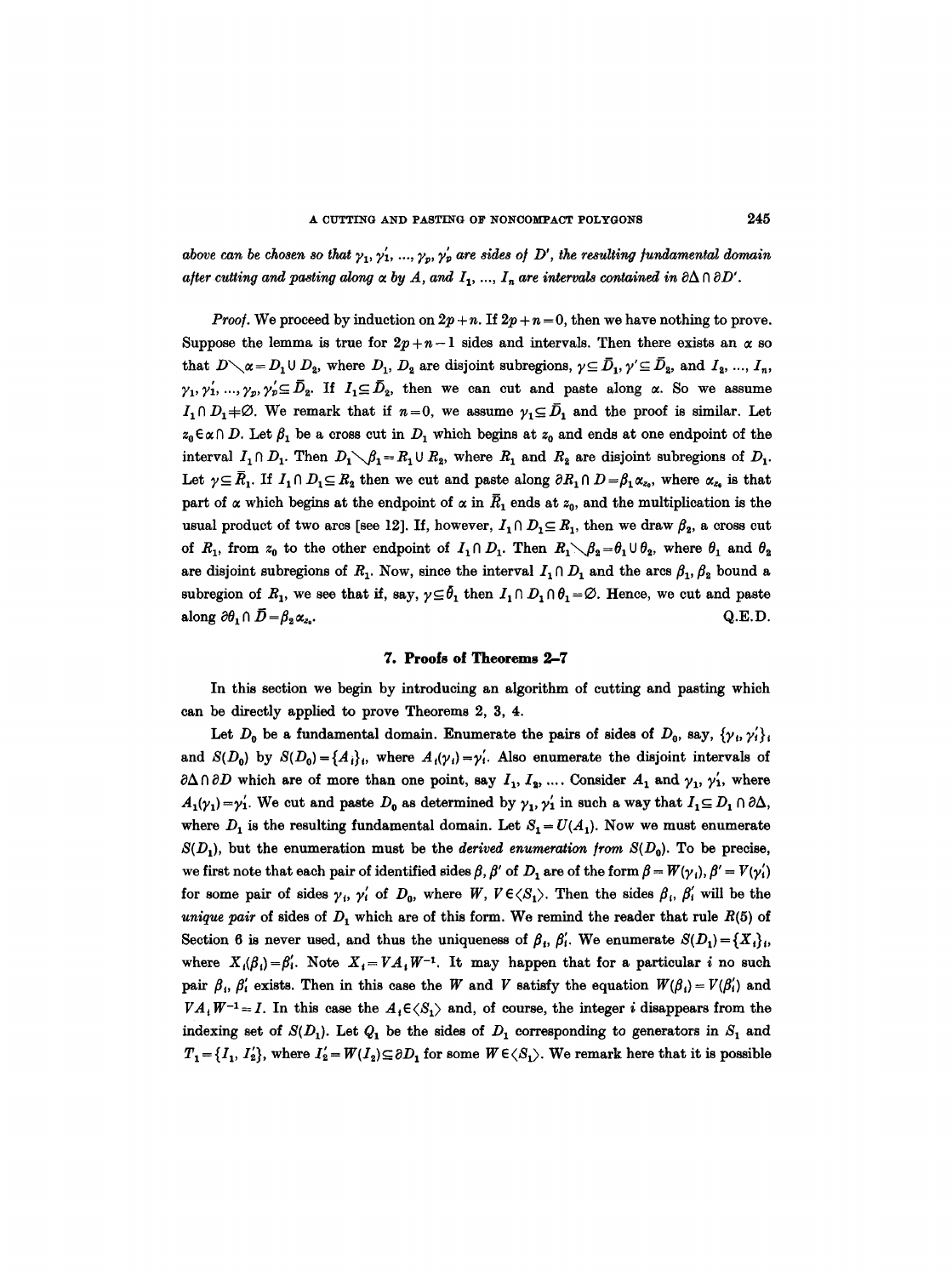*above can be chosen so that $\gamma_1, \gamma_1', ..., \gamma_p, \gamma_p'$ are sides of $D'$, the resulting fundamental domain after cutting and pasting along $\alpha$ by $A$, and $I_1, ..., I_n$ are intervals contained in $\partial\Delta \cap \partial D'$.*

*Proof.* We proceed by induction on $2p+n$. If $2p+n=0$, then we have nothing to prove. Suppose the lemma is true for $2p+n-1$ sides and intervals. Then there exists an $\alpha$ so that $D \setminus \alpha = D_1 \cup D_2$, where $D_1$, $D_2$ are disjoint subregions, $\gamma \subseteq \bar{D}_1$, $\gamma' \subseteq \bar{D}_2$, and $I_2, ..., I_n$, $\gamma_1, \gamma_1', ..., \gamma_p, \gamma_p' \subseteq \bar{D}_2$. If $I_1 \subseteq \bar{D}_2$, then we can cut and paste along $\alpha$. So we assume $I_1 \cap D_1 \neq \emptyset$. We remark that if $n=0$, we assume $\gamma_1 \subseteq \bar{D}_1$ and the proof is similar. Let $z_0 \in \alpha \cap D$. Let $\beta_1$ be a cross cut in $D_1$ which begins at $z_0$ and ends at one endpoint of the interval $I_1 \cap D_1$. Then $D_1 \setminus \beta_1 = R_1 \cup R_2$, where $R_1$ and $R_2$ are disjoint subregions of $D_1$. Let $\gamma \subseteq \bar{R}_1$. If $I_1 \cap D_1 \subseteq R_2$ then we cut and paste along $\partial R_1 \cap D = \beta_1 \alpha_{z_0}$, where $\alpha_{z_0}$ is that part of $\alpha$ which begins at the endpoint of $\alpha$ in $\bar{R}_1$ ends at $z_0$, and the multiplication is the usual product of two arcs [see 12]. If, however, $I_1 \cap D_1 \subseteq R_1$, then we draw $\beta_2$, a cross cut of $R_1$, from $z_0$ to the other endpoint of $I_1 \cap D_1$. Then $R_1 \setminus \beta_2 = \theta_1 \cup \theta_2$, where $\theta_1$ and $\theta_2$ are disjoint subregions of $R_1$. Now, since the interval $I_1 \cap D_1$ and the arcs $\beta_1$, $\beta_2$ bound a subregion of $R_1$, we see that if, say, $\gamma \subseteq \bar{\theta}_1$ then $I_1 \cap D_1 \cap \theta_1 = \emptyset$. Hence, we cut and paste along $\partial\theta_1 \cap \bar{D} = \beta_2 \alpha_{z_0}$. Q.E.D.

## 7. Proofs of Theorems 2–7

In this section we begin by introducing an algorithm of cutting and pasting which can be directly applied to prove Theorems 2, 3, 4.

Let $D_0$ be a fundamental domain. Enumerate the pairs of sides of $D_0$, say, $\{\gamma_i, \gamma_i'\}_i$ and $S(D_0)$ by $S(D_0) = \{A_i\}_i$, where $A_i(\gamma_i) = \gamma_i'$. Also enumerate the disjoint intervals of $\partial\Delta \cap \partial D$ which are of more than one point, say $I_1, I_2, ...$. Consider $A_1$ and $\gamma_1, \gamma_1'$, where $A_1(\gamma_1) = \gamma_1'$. We cut and paste $D_0$ as determined by $\gamma_1, \gamma_1'$ in such a way that $I_1 \subseteq D_1 \cap \partial\Delta$, where $D_1$ is the resulting fundamental domain. Let $S_1 = U(A_1)$. Now we must enumerate $S(D_1)$, but the enumeration must be the *derived enumeration from* $S(D_0)$. To be precise, we first note that each pair of identified sides $\beta, \beta'$ of $D_1$ are of the form $\beta = W(\gamma_i)$, $\beta' = V(\gamma_i')$ for some pair of sides $\gamma_i, \gamma_i'$ of $D_0$, where $W, V \in \langle S_1 \rangle$. Then the sides $\beta_i, \beta_i'$ will be the *unique pair* of sides of $D_1$ which are of this form. We remind the reader that rule $R(5)$ of Section 6 is never used, and thus the uniqueness of $\beta_i, \beta_i'$. We enumerate $S(D_1) = \{X_i\}_i$, where $X_i(\beta_i) = \beta_i'$. Note $X_i = VA_iW^{-1}$. It may happen that for a particular $i$ no such pair $\beta_i, \beta_i'$ exists. Then in this case the $W$ and $V$ satisfy the equation $W(\beta_i) = V(\beta_i')$ and $VA_iW^{-1} = I$. In this case the $A_i \in \langle S_1 \rangle$ and, of course, the integer $i$ disappears from the indexing set of $S(D_1)$. Let $Q_1$ be the sides of $D_1$ corresponding to generators in $S_1$ and $T_1 = \{I_1, I_2'\}$, where $I_2' = W(I_2) \subseteq \partial D_1$ for some $W \in \langle S_1 \rangle$. We remark here that it is possible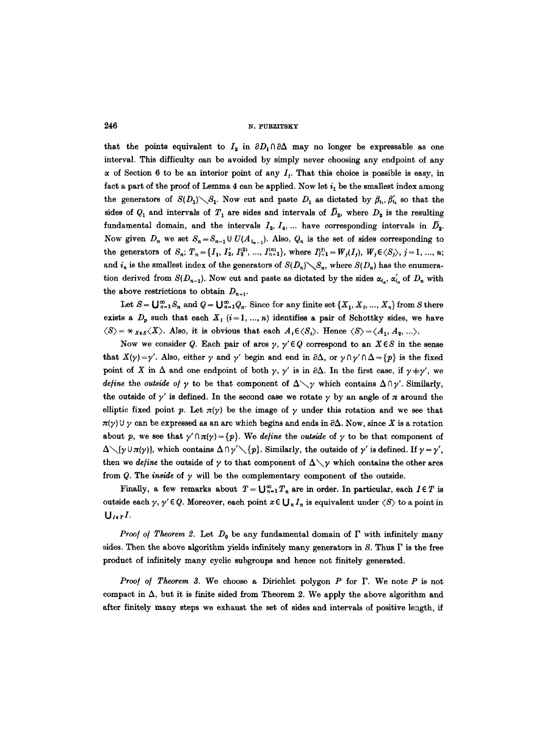that the points equivalent to $I_2$ in $\partial D_1 \cap \partial \Delta$ may no longer be expressable as one interval. This difficulty can be avoided by simply never choosing any endpoint of any $\alpha$ of Section 6 to be an interior point of any $I_j$. That this choice is possible is easy, in fact a part of the proof of Lemma 4 can be applied. Now let $i_1$ be the smallest index among the generators of $S(D_1) \setminus S_1$. Now cut and paste $D_1$ as dictated by $\beta_{i_1}, \beta'_{i_1}$ so that the sides of $Q_1$ and intervals of $T_1$ are sides and intervals of $\bar{D}_2$, where $D_2$ is the resulting fundamental domain, and the intervals $I_3, I_4, \ldots$ have corresponding intervals in $\bar{D}_2$. Now given $D_n$ we set $S_n = S_{n-1} \cup U(A_{i_{n-1}})$. Also, $Q_n$ is the set of sides corresponding to the generators of $S_n$; $T_n = \{I_1, I'_2, I_3^{(2)}, \ldots, I_{n+1}^{(n)}\}$, where $I_{j+1}^{(j)} = W_j(I_j)$, $W_j \in \langle S_j \rangle$, $j = 1, \ldots, n$; and $i_n$ is the smallest index of the generators of $S(D_n) \setminus S_n$, where $S(D_n)$ has the enumeration derived from $S(D_{n-1})$. Now cut and paste as dictated by the sides $\alpha_{i_n}, \alpha'_{i_n}$ of $D_n$ with the above restrictions to obtain $D_{n+1}$.

Let $S = \bigcup_{n=1}^{\infty} S_n$ and $Q = \bigcup_{n=1}^{\infty} Q_n$. Since for any finite set $\{X_1, X_i, \ldots, X_n\}$ from $S$ there exists a $D_p$ such that each $X_i$ $(i = 1, \ldots, n)$ identifies a pair of Schottky sides, we have $\langle S \rangle = *_{X \in S} \langle X \rangle$. Also, it is obvious that each $A_i \in \langle S_i \rangle$. Hence $\langle S \rangle = \langle A_1, A_2, \ldots \rangle$.

Now we consider $Q$. Each pair of arcs $\gamma, \gamma' \in Q$ correspond to an $X \in S$ in the sense that $X(\gamma) = \gamma'$. Also, either $\gamma$ and $\gamma'$ begin and end in $\partial \Delta$, or $\gamma \cap \gamma' \cap \Delta = \{p\}$ is the fixed point of $X$ in $\Delta$ and one endpoint of both $\gamma, \gamma'$ is in $\partial \Delta$. In the first case, if $\gamma \neq \gamma'$, we *define* the *outside of* $\gamma$ to be that component of $\Delta \setminus \gamma$ which contains $\Delta \cap \gamma'$. Similarly, the outside of $\gamma'$ is defined. In the second case we rotate $\gamma$ by an angle of $\pi$ around the elliptic fixed point $p$. Let $\pi(\gamma)$ be the image of $\gamma$ under this rotation and we see that $\pi(\gamma) \cup \gamma$ can be expressed as an arc which begins and ends in $\partial \Delta$. Now, since $X$ is a rotation about $p$, we see that $\gamma' \cap \pi(\gamma) = \{p\}$. We *define* the *outside* of $\gamma$ to be that component of $\Delta \setminus [\gamma \cup \pi(\gamma)]$, which contains $\Delta \cap \gamma' \setminus \{p\}$. Similarly, the outside of $\gamma'$ is defined. If $\gamma = \gamma'$, then we *define* the outside of $\gamma$ to that component of $\Delta \setminus \gamma$ which contains the other arcs from $Q$. The *inside* of $\gamma$ will be the complementary component of the outside.

Finally, a few remarks about $T = \bigcup_{n=1}^{\infty} T_n$ are in order. In particular, each $I \in T$ is outside each $\gamma, \gamma' \in Q$. Moreover, each point $x \in \bigcup_n I_n$ is equivalent under $\langle S \rangle$ to a point in $\bigcup_{I \in T} I$.

*Proof of Theorem 2.* Let $D_0$ be any fundamental domain of $\Gamma$ with infinitely many sides. Then the above algorithm yields infinitely many generators in $S$. Thus $\Gamma$ is the free product of infinitely many cyclic subgroups and hence not finitely generated.

*Proof of Theorem 3.* We choose a Dirichlet polygon $P$ for $\Gamma$. We note $P$ is not compact in $\Delta$, but it is finite sided from Theorem 2. We apply the above algorithm and after finitely many steps we exhaust the set of sides and intervals of positive length, if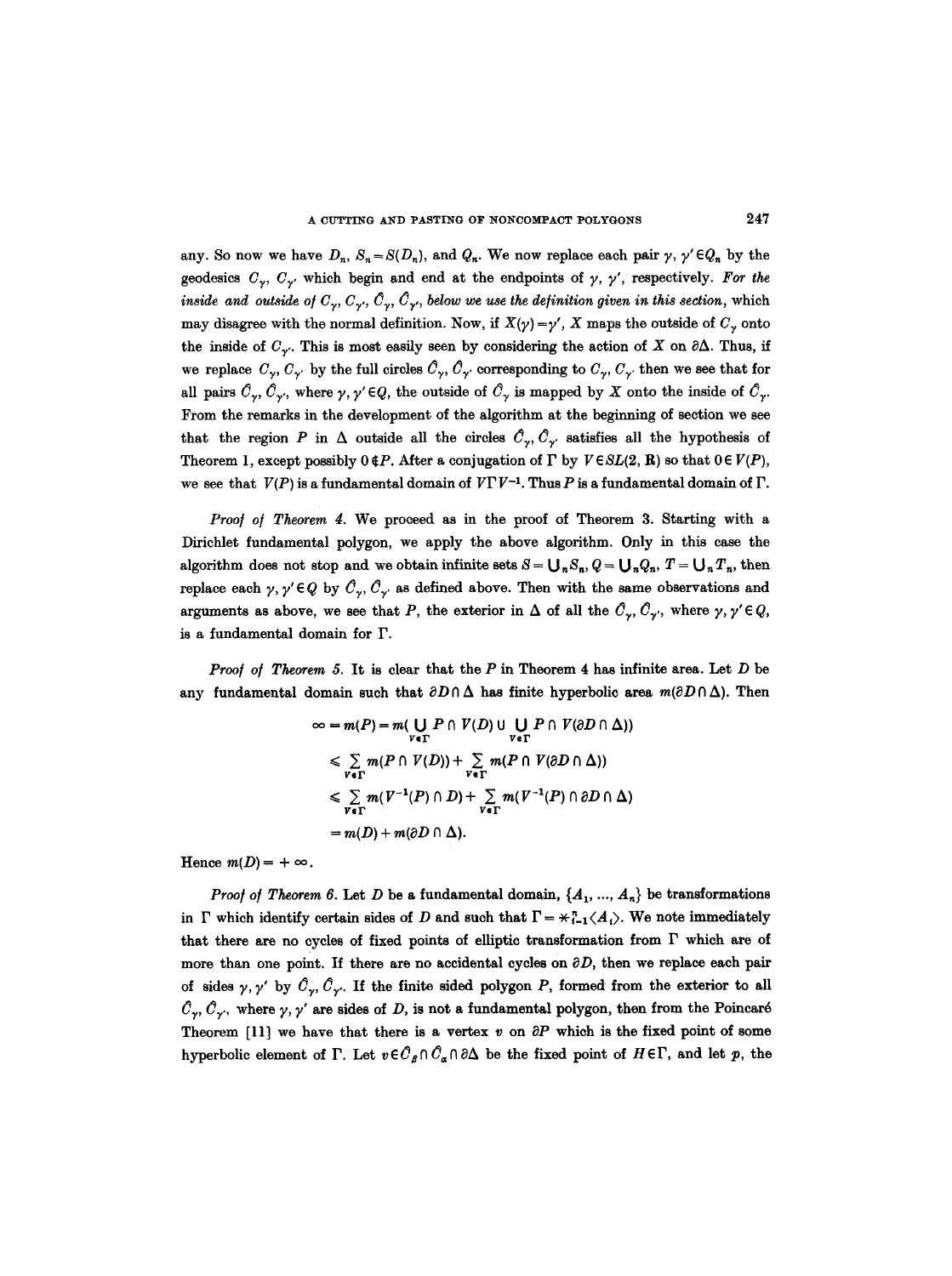any. So now we have $D_n$, $S_n = S(D_n)$, and $Q_n$. We now replace each pair $\gamma, \gamma' \in Q_n$ by the geodesics $C_\gamma$, $C_{\gamma'}$ which begin and end at the endpoints of $\gamma$, $\gamma'$, respectively. *For the inside and outside of $C_\gamma$, $C_{\gamma'}$, $\hat{C}_\gamma$, $\hat{C}_{\gamma'}$, below we use the definition given in this section*, which may disagree with the normal definition. Now, if $X(\gamma) = \gamma'$, $X$ maps the outside of $C_\gamma$ onto the inside of $C_{\gamma'}$. This is most easily seen by considering the action of $X$ on $\partial\Delta$. Thus, if we replace $C_\gamma$, $C_{\gamma'}$ by the full circles $\hat{C}_\gamma$, $\hat{C}_{\gamma'}$ corresponding to $C_\gamma$, $C_{\gamma'}$ then we see that for all pairs $\hat{C}_\gamma$, $\hat{C}_{\gamma'}$, where $\gamma, \gamma' \in Q$, the outside of $\hat{C}_\gamma$ is mapped by $X$ onto the inside of $\hat{C}_{\gamma'}$. From the remarks in the development of the algorithm at the beginning of section we see that the region $P$ in $\Delta$ outside all the circles $\hat{C}_\gamma$, $\hat{C}_{\gamma'}$ satisfies all the hypothesis of Theorem 1, except possibly $0 \notin P$. After a conjugation of $\Gamma$ by $V \in SL(2, \mathbf{R})$ so that $0 \in V(P)$, we see that $V(P)$ is a fundamental domain of $V\Gamma V^{-1}$. Thus $P$ is a fundamental domain of $\Gamma$.

*Proof of Theorem 4.* We proceed as in the proof of Theorem 3. Starting with a Dirichlet fundamental polygon, we apply the above algorithm. Only in this case the algorithm does not stop and we obtain infinite sets $S = \bigcup_n S_n$, $Q = \bigcup_n Q_n$, $T = \bigcup_n T_n$, then replace each $\gamma, \gamma' \in Q$ by $\hat{C}_\gamma$, $\hat{C}_{\gamma'}$ as defined above. Then with the same observations and arguments as above, we see that $P$, the exterior in $\Delta$ of all the $\hat{C}_\gamma$, $\hat{C}_{\gamma'}$, where $\gamma, \gamma' \in Q$, is a fundamental domain for $\Gamma$.

*Proof of Theorem 5.* It is clear that the $P$ in Theorem 4 has infinite area. Let $D$ be any fundamental domain such that $\partial D \cap \Delta$ has finite hyperbolic area $m(\partial D \cap \Delta)$. Then

$$\begin{aligned}
\infty = m(P) &= m\Big(\bigcup_{V \in \Gamma} P \cap V(D) \cup \bigcup_{V \in \Gamma} P \cap V(\partial D \cap \Delta)\Big) \\
&\leqslant \sum_{V \in \Gamma} m(P \cap V(D)) + \sum_{V \in \Gamma} m(P \cap V(\partial D \cap \Delta)) \\
&\leqslant \sum_{V \in \Gamma} m(V^{-1}(P) \cap D) + \sum_{V \in \Gamma} m(V^{-1}(P) \cap \partial D \cap \Delta) \\
&= m(D) + m(\partial D \cap \Delta).
\end{aligned}$$

Hence $m(D) = +\infty$.

*Proof of Theorem 6.* Let $D$ be a fundamental domain, $\{A_1, \ldots, A_n\}$ be transformations in $\Gamma$ which identify certain sides of $D$ and such that $\Gamma = *_{i=1}^{n} \langle A_i \rangle$. We note immediately that there are no cycles of fixed points of elliptic transformation from $\Gamma$ which are of more than one point. If there are no accidental cycles on $\partial D$, then we replace each pair of sides $\gamma, \gamma'$ by $\hat{C}_\gamma$, $\hat{C}_{\gamma'}$. If the finite sided polygon $P$, formed from the exterior to all $\hat{C}_\gamma$, $\hat{C}_{\gamma'}$, where $\gamma, \gamma'$ are sides of $D$, is not a fundamental polygon, then from the Poincaré Theorem [11] we have that there is a vertex $v$ on $\partial P$ which is the fixed point of some hyperbolic element of $\Gamma$. Let $v \in \hat{C}_\beta \cap \hat{C}_\alpha \cap \partial\Delta$ be the fixed point of $H \in \Gamma$, and let $p$, the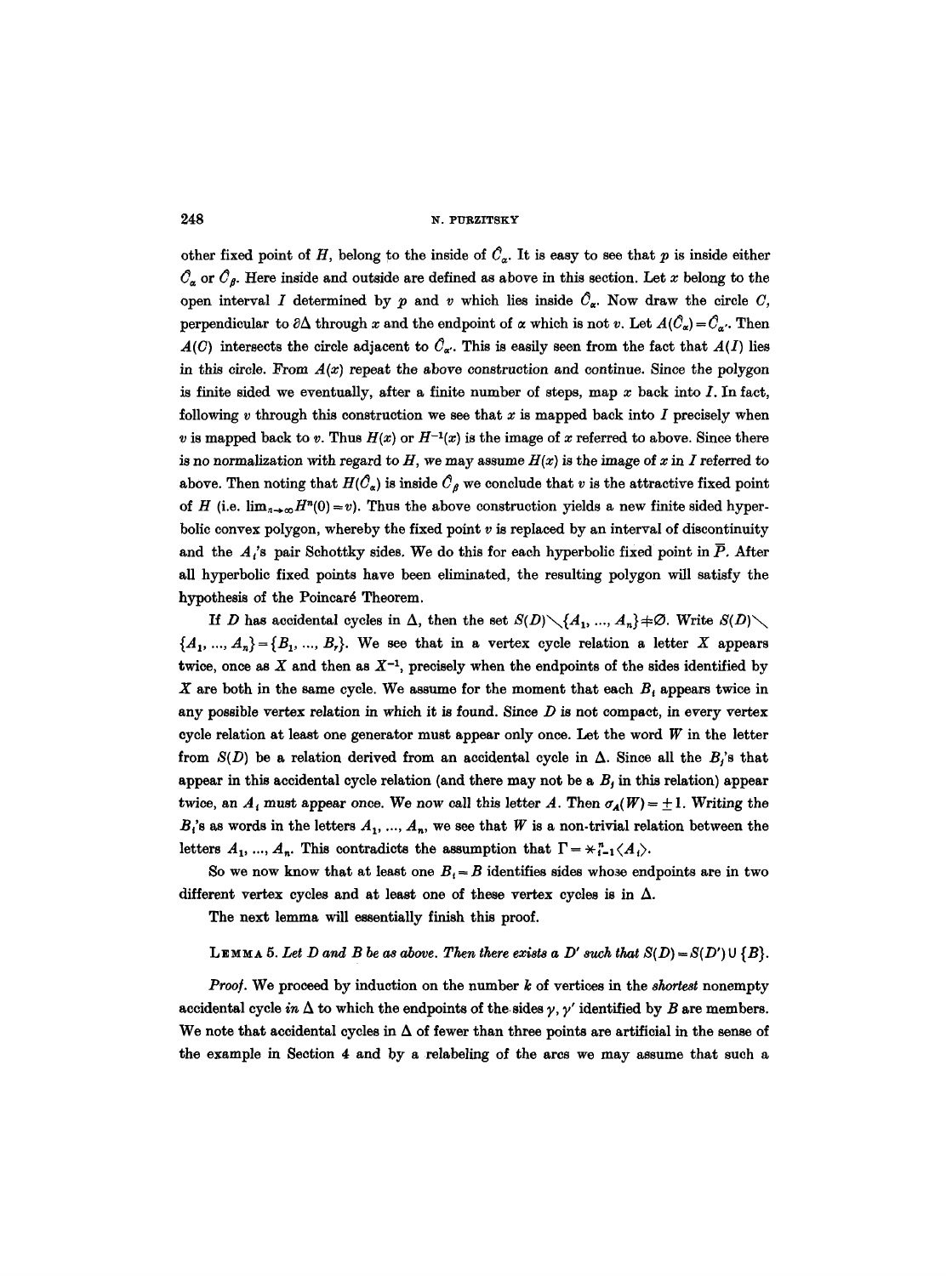other fixed point of $H$, belong to the inside of $\hat{C}_\alpha$. It is easy to see that $p$ is inside either $\hat{C}_\alpha$ or $\hat{C}_\beta$. Here inside and outside are defined as above in this section. Let $x$ belong to the open interval $I$ determined by $p$ and $v$ which lies inside $\hat{C}_\alpha$. Now draw the circle $C$, perpendicular to $\partial\Delta$ through $x$ and the endpoint of $\alpha$ which is not $v$. Let $A(\hat{C}_\alpha)=\hat{C}_{\alpha'}$. Then $A(C)$ intersects the circle adjacent to $\hat{C}_{\alpha'}$. This is easily seen from the fact that $A(I)$ lies in this circle. From $A(x)$ repeat the above construction and continue. Since the polygon is finite sided we eventually, after a finite number of steps, map $x$ back into $I$. In fact, following $v$ through this construction we see that $x$ is mapped back into $I$ precisely when $v$ is mapped back to $v$. Thus $H(x)$ or $H^{-1}(x)$ is the image of $x$ referred to above. Since there is no normalization with regard to $H$, we may assume $H(x)$ is the image of $x$ in $I$ referred to above. Then noting that $H(\hat{C}_\alpha)$ is inside $\hat{C}_\beta$ we conclude that $v$ is the attractive fixed point of $H$ (i.e. $\lim_{n\to\infty}H^n(0)=v$). Thus the above construction yields a new finite sided hyperbolic convex polygon, whereby the fixed point $v$ is replaced by an interval of discontinuity and the $A_i$'s pair Schottky sides. We do this for each hyperbolic fixed point in $\bar{P}$. After all hyperbolic fixed points have been eliminated, the resulting polygon will satisfy the hypothesis of the Poincaré Theorem.

If $D$ has accidental cycles in $\Delta$, then the set $S(D)\setminus\{A_1, ..., A_n\}\neq\emptyset$. Write $S(D)\setminus\{A_1, ..., A_n\}=\{B_1, ..., B_r\}$. We see that in a vertex cycle relation a letter $X$ appears twice, once as $X$ and then as $X^{-1}$, precisely when the endpoints of the sides identified by $X$ are both in the same cycle. We assume for the moment that each $B_i$ appears twice in any possible vertex relation in which it is found. Since $D$ is not compact, in every vertex cycle relation at least one generator must appear only once. Let the word $W$ in the letter from $S(D)$ be a relation derived from an accidental cycle in $\Delta$. Since all the $B_j$'s that appear in this accidental cycle relation (and there may not be a $B_j$ in this relation) appear twice, an $A_i$ must appear once. We now call this letter $A$. Then $\sigma_A(W)=\pm 1$. Writing the $B_i$'s as words in the letters $A_1, ..., A_n$, we see that $W$ is a non-trivial relation between the letters $A_1, ..., A_n$. This contradicts the assumption that $\Gamma = *_{i=1}^{n}\langle A_i\rangle$.

So we now know that at least one $B_i=B$ identifies sides whose endpoints are in two different vertex cycles and at least one of these vertex cycles is in $\Delta$.

The next lemma will essentially finish this proof.

**Lemma 5.** *Let $D$ and $B$ be as above. Then there exists a $D'$ such that $S(D)=S(D')\cup\{B\}$.*

*Proof.* We proceed by induction on the number $k$ of vertices in the *shortest* nonempty accidental cycle *in* $\Delta$ to which the endpoints of the sides $\gamma, \gamma'$ identified by $B$ are members. We note that accidental cycles in $\Delta$ of fewer than three points are artificial in the sense of the example in Section 4 and by a relabeling of the arcs we may assume that such a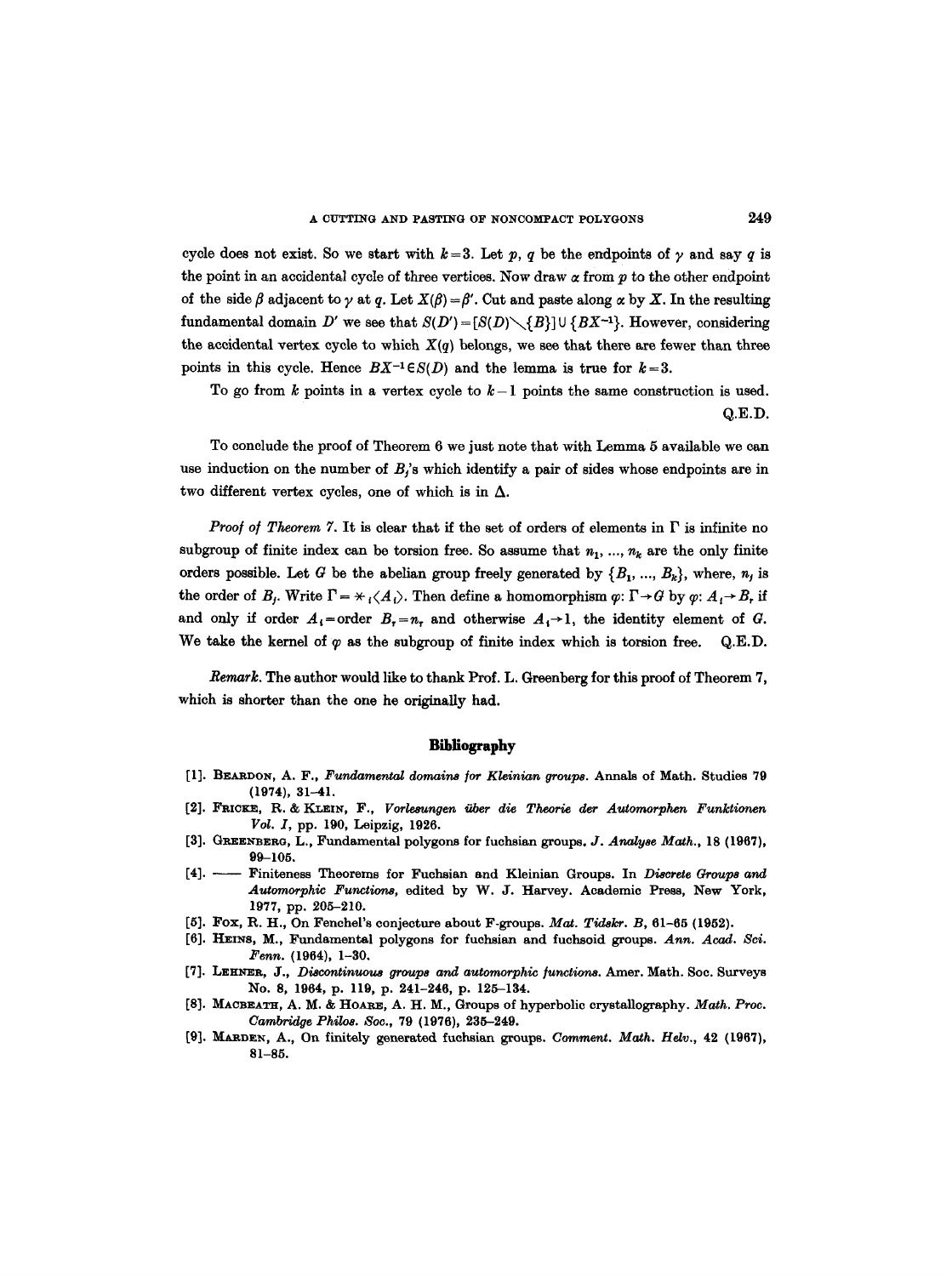cycle does not exist. So we start with $k=3$. Let $p$, $q$ be the endpoints of $\gamma$ and say $q$ is the point in an accidental cycle of three vertices. Now draw $\alpha$ from $p$ to the other endpoint of the side $\beta$ adjacent to $\gamma$ at $q$. Let $X(\beta)=\beta'$. Cut and paste along $\alpha$ by $X$. In the resulting fundamental domain $D'$ we see that $S(D')=[S(D)\setminus\{B\}]\cup\{BX^{-1}\}$. However, considering the accidental vertex cycle to which $X(q)$ belongs, we see that there are fewer than three points in this cycle. Hence $BX^{-1}\in S(D)$ and the lemma is true for $k=3$.

To go from $k$ points in a vertex cycle to $k-1$ points the same construction is used.

Q.E.D.

To conclude the proof of Theorem 6 we just note that with Lemma 5 available we can use induction on the number of $B_j$'s which identify a pair of sides whose endpoints are in two different vertex cycles, one of which is in $\Delta$.

*Proof of Theorem 7.* It is clear that if the set of orders of elements in $\Gamma$ is infinite no subgroup of finite index can be torsion free. So assume that $n_1, ..., n_k$ are the only finite orders possible. Let $G$ be the abelian group freely generated by $\{B_1, ..., B_k\}$, where, $n_j$ is the order of $B_j$. Write $\Gamma = *_i\langle A_i\rangle$. Then define a homomorphism $\varphi\colon \Gamma\to G$ by $\varphi\colon A_i\to B_r$ if and only if order $A_i=$order $B_r=n_r$ and otherwise $A_i\to 1$, the identity element of $G$. We take the kernel of $\varphi$ as the subgroup of finite index which is torsion free. Q.E.D.

*Remark.* The author would like to thank Prof. L. Greenberg for this proof of Theorem 7, which is shorter than the one he originally had.

## Bibliography

[1]. Beardon, A. F., *Fundamental domains for Kleinian groups*. Annals of Math. Studies 79 (1974), 31–41.

[2]. Fricke, R. & Klein, F., *Vorlesungen über die Theorie der Automorphen Funktionen Vol. I*, pp. 190, Leipzig, 1926.

[3]. Greenberg, L., Fundamental polygons for fuchsian groups. *J. Analyse Math.*, 18 (1967), 99–105.

[4]. —— Finiteness Theorems for Fuchsian and Kleinian Groups. In *Discrete Groups and Automorphic Functions*, edited by W. J. Harvey. Academic Press, New York, 1977, pp. 205–210.

[5]. Fox, R. H., On Fenchel's conjecture about F-groups. *Mat. Tidskr. B*, 61–65 (1952).

[6]. Heins, M., Fundamental polygons for fuchsian and fuchsoid groups. *Ann. Acad. Sci. Fenn.* (1964), 1–30.

[7]. Lehner, J., *Discontinuous groups and automorphic functions*. Amer. Math. Soc. Surveys No. 8, 1964, p. 119, p. 241–246, p. 125–134.

[8]. Macbeath, A. M. & Hoare, A. H. M., Groups of hyperbolic crystallography. *Math. Proc. Cambridge Philos. Soc.*, 79 (1976), 235–249.

[9]. Marden, A., On finitely generated fuchsian groups. *Comment. Math. Helv.*, 42 (1967), 81–85.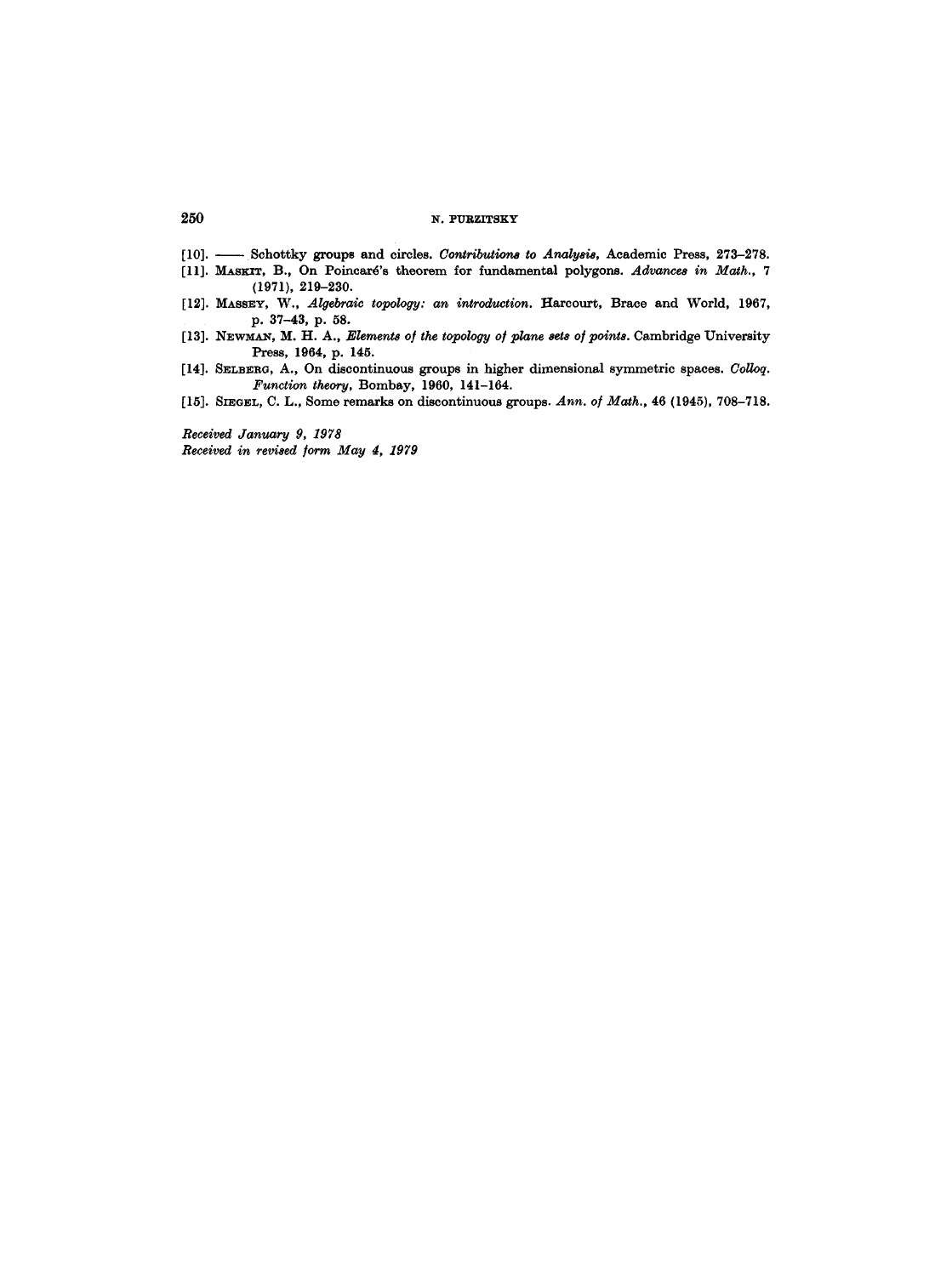[10]. —— Schottky groups and circles. *Contributions to Analysis*, Academic Press, 273–278.

[11]. MASKIT, B., On Poincaré's theorem for fundamental polygons. *Advances in Math.*, 7 (1971), 219–230.

[12]. MASSEY, W., *Algebraic topology: an introduction*. Harcourt, Brace and World, 1967, p. 37–43, p. 58.

[13]. NEWMAN, M. H. A., *Elements of the topology of plane sets of points*. Cambridge University Press, 1964, p. 145.

[14]. SELBERG, A., On discontinuous groups in higher dimensional symmetric spaces. *Colloq. Function theory*, Bombay, 1960, 141–164.

[15]. SIEGEL, C. L., Some remarks on discontinuous groups. *Ann. of Math.*, 46 (1945), 708–718.

*Received January 9, 1978*
*Received in revised form May 4, 1979*